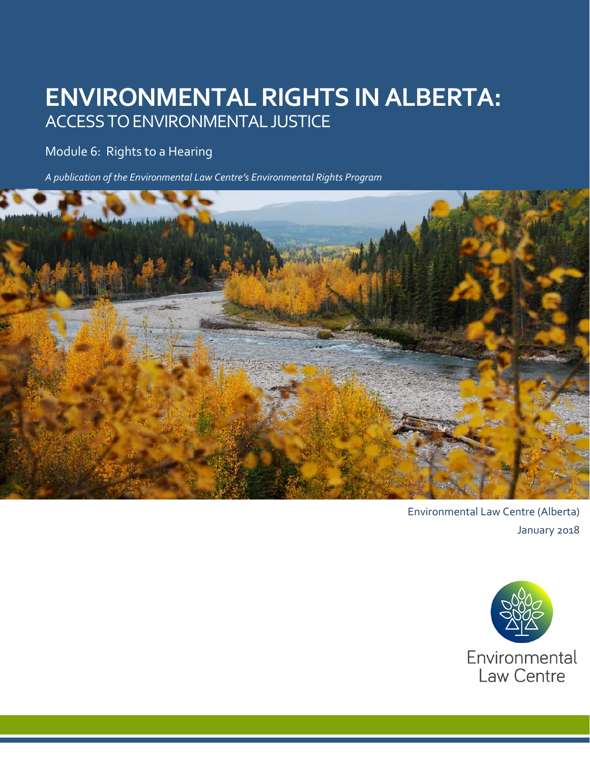# ENVIRONMENTAL RIGHTS IN ALBERTA:
## ACCESS TO ENVIRONMENTAL JUSTICE

Module 6: Rights to a Hearing

*A publication of the Environmental Law Centre's Environmental Rights Program*

Environmental Law Centre (Alberta)
January 2018

Environmental Law Centre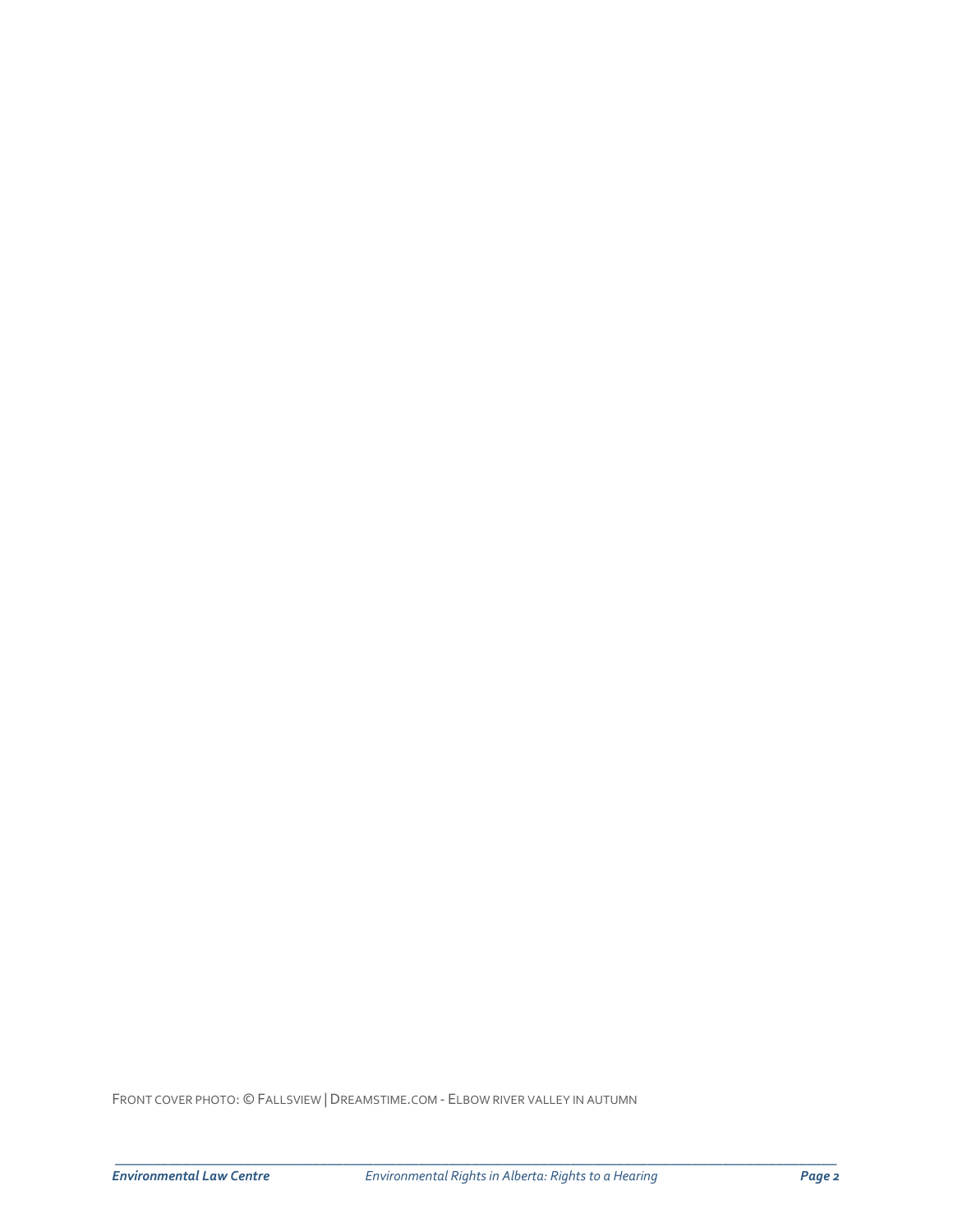Front cover photo: © Fallsview | Dreamstime.com - Elbow river valley in autumn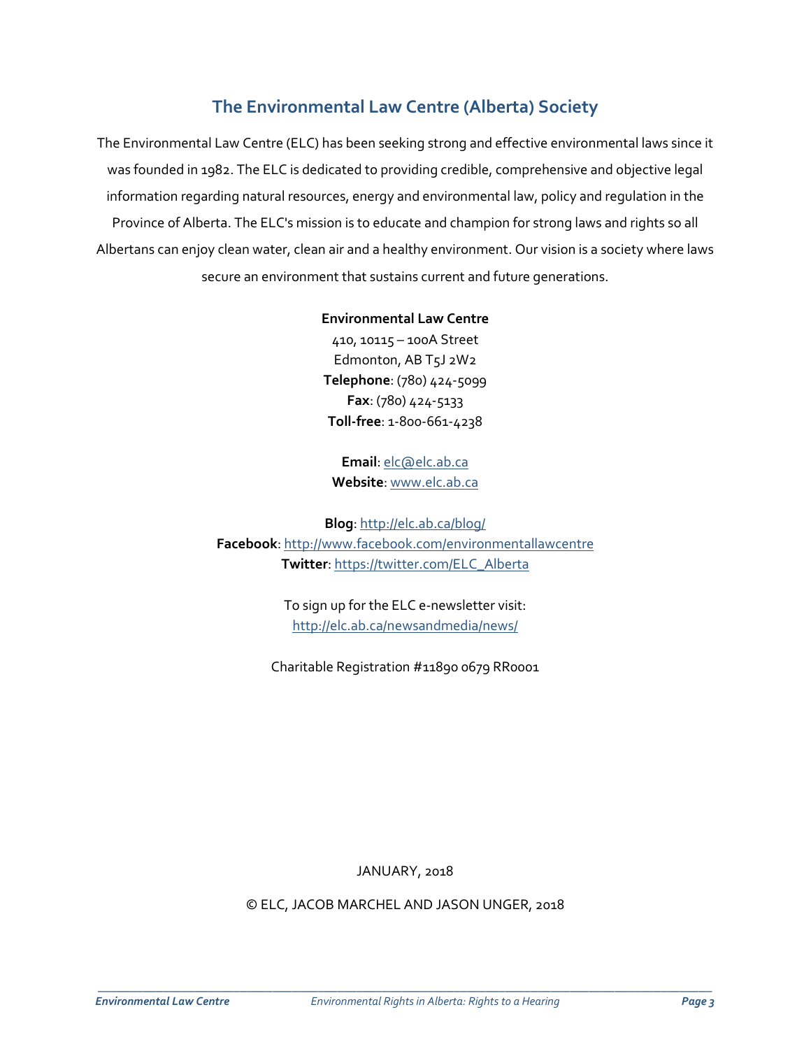## The Environmental Law Centre (Alberta) Society

The Environmental Law Centre (ELC) has been seeking strong and effective environmental laws since it was founded in 1982. The ELC is dedicated to providing credible, comprehensive and objective legal information regarding natural resources, energy and environmental law, policy and regulation in the Province of Alberta. The ELC's mission is to educate and champion for strong laws and rights so all Albertans can enjoy clean water, clean air and a healthy environment. Our vision is a society where laws secure an environment that sustains current and future generations.

**Environmental Law Centre**
410, 10115 – 100A Street
Edmonton, AB T5J 2W2
**Telephone**: (780) 424-5099
**Fax**: (780) 424-5133
**Toll-free**: 1-800-661-4238

**Email**: elc@elc.ab.ca
**Website**: www.elc.ab.ca

**Blog**: http://elc.ab.ca/blog/
**Facebook**: http://www.facebook.com/environmentallawcentre
**Twitter**: https://twitter.com/ELC_Alberta

To sign up for the ELC e-newsletter visit:
http://elc.ab.ca/newsandmedia/news/

Charitable Registration #11890 0679 RR0001

JANUARY, 2018

© ELC, JACOB MARCHEL AND JASON UNGER, 2018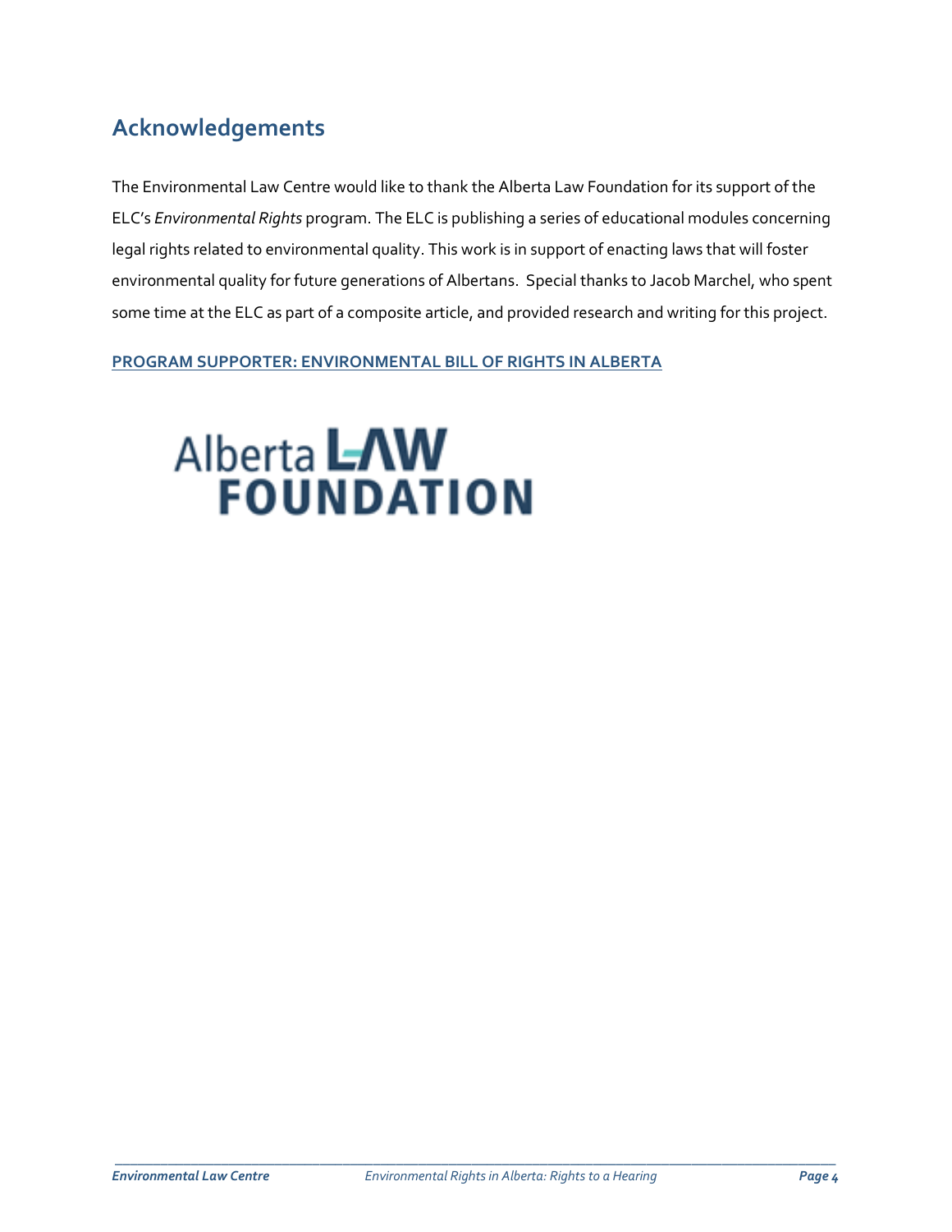## Acknowledgements

The Environmental Law Centre would like to thank the Alberta Law Foundation for its support of the ELC's *Environmental Rights* program. The ELC is publishing a series of educational modules concerning legal rights related to environmental quality. This work is in support of enacting laws that will foster environmental quality for future generations of Albertans. Special thanks to Jacob Marchel, who spent some time at the ELC as part of a composite article, and provided research and writing for this project.

**PROGRAM SUPPORTER: ENVIRONMENTAL BILL OF RIGHTS IN ALBERTA**

Alberta LAW FOUNDATION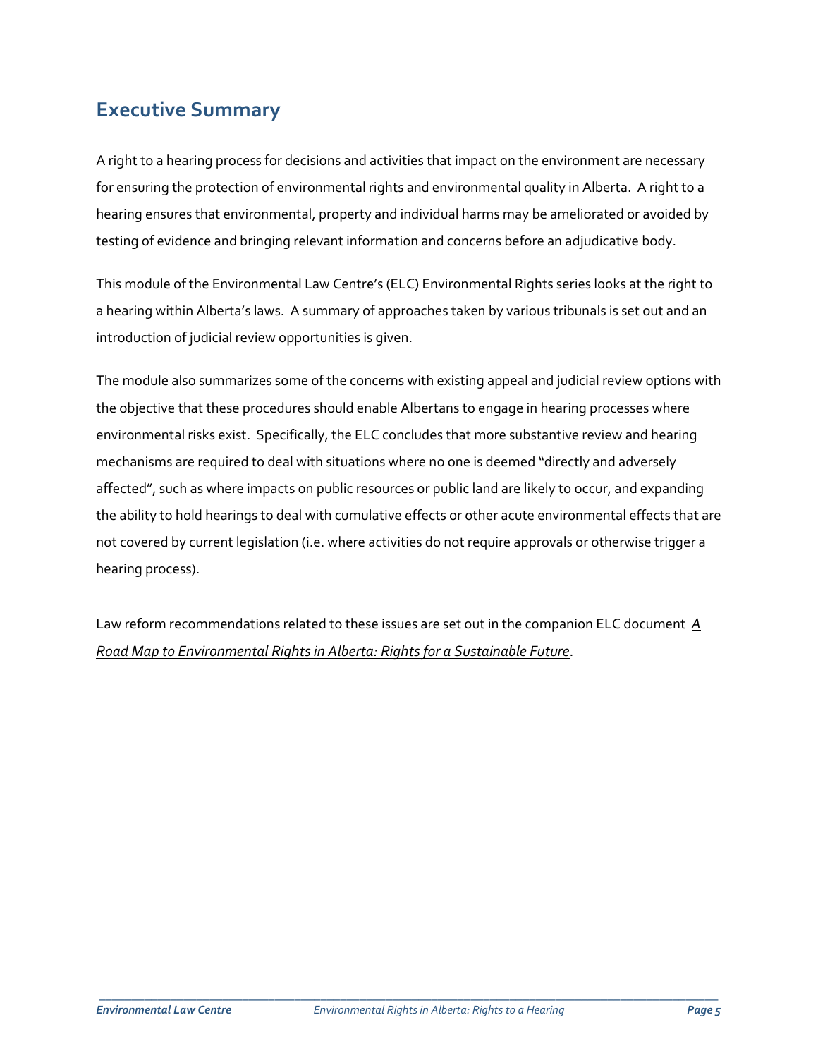## Executive Summary

A right to a hearing process for decisions and activities that impact on the environment are necessary for ensuring the protection of environmental rights and environmental quality in Alberta. A right to a hearing ensures that environmental, property and individual harms may be ameliorated or avoided by testing of evidence and bringing relevant information and concerns before an adjudicative body.

This module of the Environmental Law Centre's (ELC) Environmental Rights series looks at the right to a hearing within Alberta's laws. A summary of approaches taken by various tribunals is set out and an introduction of judicial review opportunities is given.

The module also summarizes some of the concerns with existing appeal and judicial review options with the objective that these procedures should enable Albertans to engage in hearing processes where environmental risks exist. Specifically, the ELC concludes that more substantive review and hearing mechanisms are required to deal with situations where no one is deemed "directly and adversely affected", such as where impacts on public resources or public land are likely to occur, and expanding the ability to hold hearings to deal with cumulative effects or other acute environmental effects that are not covered by current legislation (i.e. where activities do not require approvals or otherwise trigger a hearing process).

Law reform recommendations related to these issues are set out in the companion ELC document *A Road Map to Environmental Rights in Alberta: Rights for a Sustainable Future*.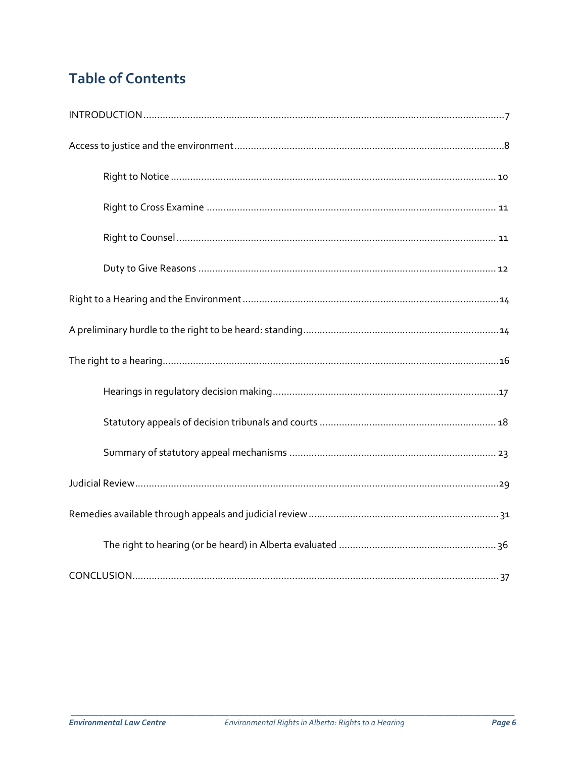# Table of Contents

INTRODUCTION .......... 7

Access to justice and the environment .......... 8

- Right to Notice .......... 10
- Right to Cross Examine .......... 11
- Right to Counsel .......... 11
- Duty to Give Reasons .......... 12

Right to a Hearing and the Environment .......... 14

A preliminary hurdle to the right to be heard: standing .......... 14

The right to a hearing .......... 16

- Hearings in regulatory decision making .......... 17
- Statutory appeals of decision tribunals and courts .......... 18
- Summary of statutory appeal mechanisms .......... 23

Judicial Review .......... 29

Remedies available through appeals and judicial review .......... 31

- The right to hearing (or be heard) in Alberta evaluated .......... 36

CONCLUSION .......... 37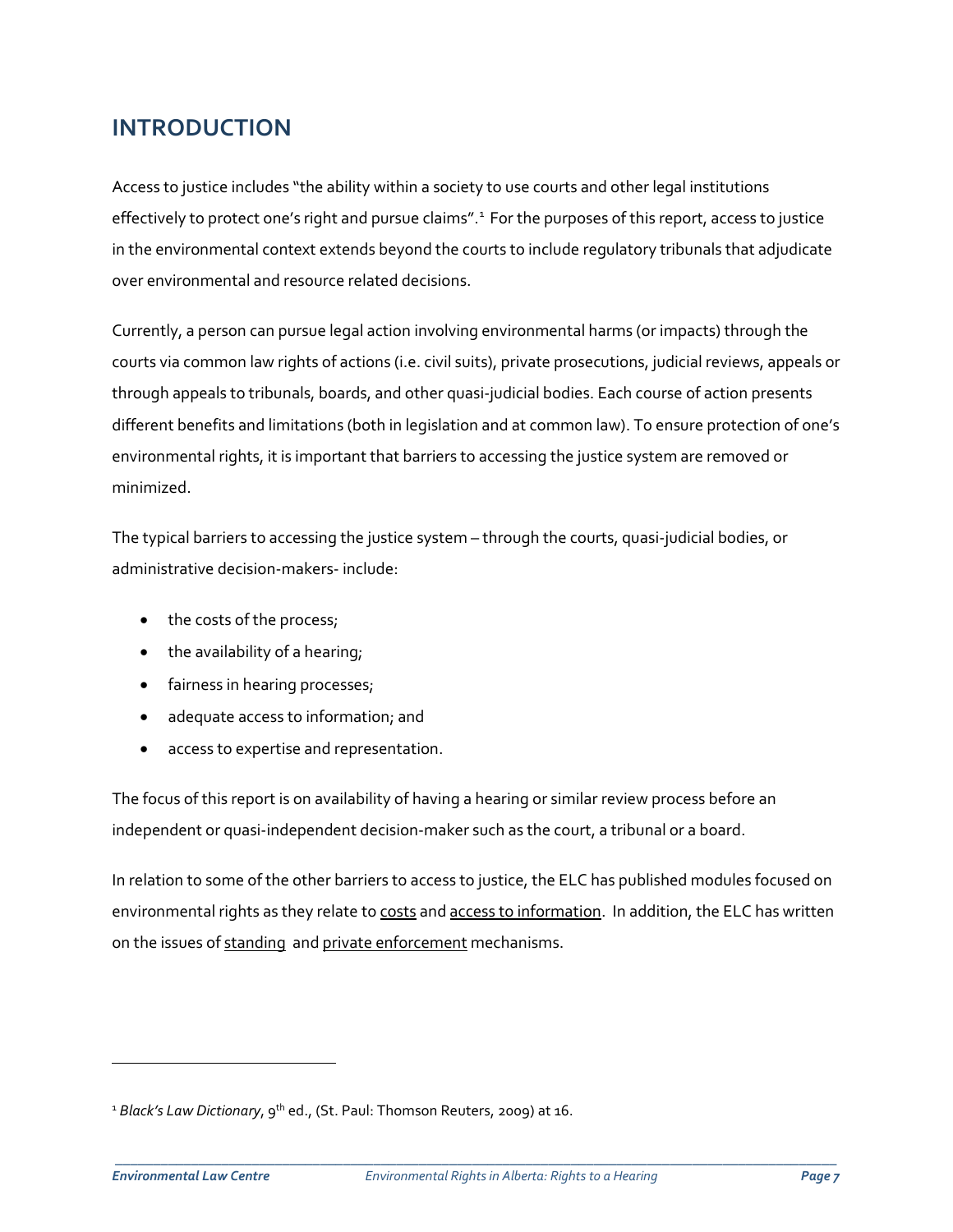# INTRODUCTION

Access to justice includes "the ability within a society to use courts and other legal institutions effectively to protect one's right and pursue claims".[1] For the purposes of this report, access to justice in the environmental context extends beyond the courts to include regulatory tribunals that adjudicate over environmental and resource related decisions.

Currently, a person can pursue legal action involving environmental harms (or impacts) through the courts via common law rights of actions (i.e. civil suits), private prosecutions, judicial reviews, appeals or through appeals to tribunals, boards, and other quasi-judicial bodies. Each course of action presents different benefits and limitations (both in legislation and at common law). To ensure protection of one's environmental rights, it is important that barriers to accessing the justice system are removed or minimized.

The typical barriers to accessing the justice system – through the courts, quasi-judicial bodies, or administrative decision-makers- include:

- the costs of the process;
- the availability of a hearing;
- fairness in hearing processes;
- adequate access to information; and
- access to expertise and representation.

The focus of this report is on availability of having a hearing or similar review process before an independent or quasi-independent decision-maker such as the court, a tribunal or a board.

In relation to some of the other barriers to access to justice, the ELC has published modules focused on environmental rights as they relate to costs and access to information. In addition, the ELC has written on the issues of standing and private enforcement mechanisms.

---

[1] *Black's Law Dictionary*, 9th ed., (St. Paul: Thomson Reuters, 2009) at 16.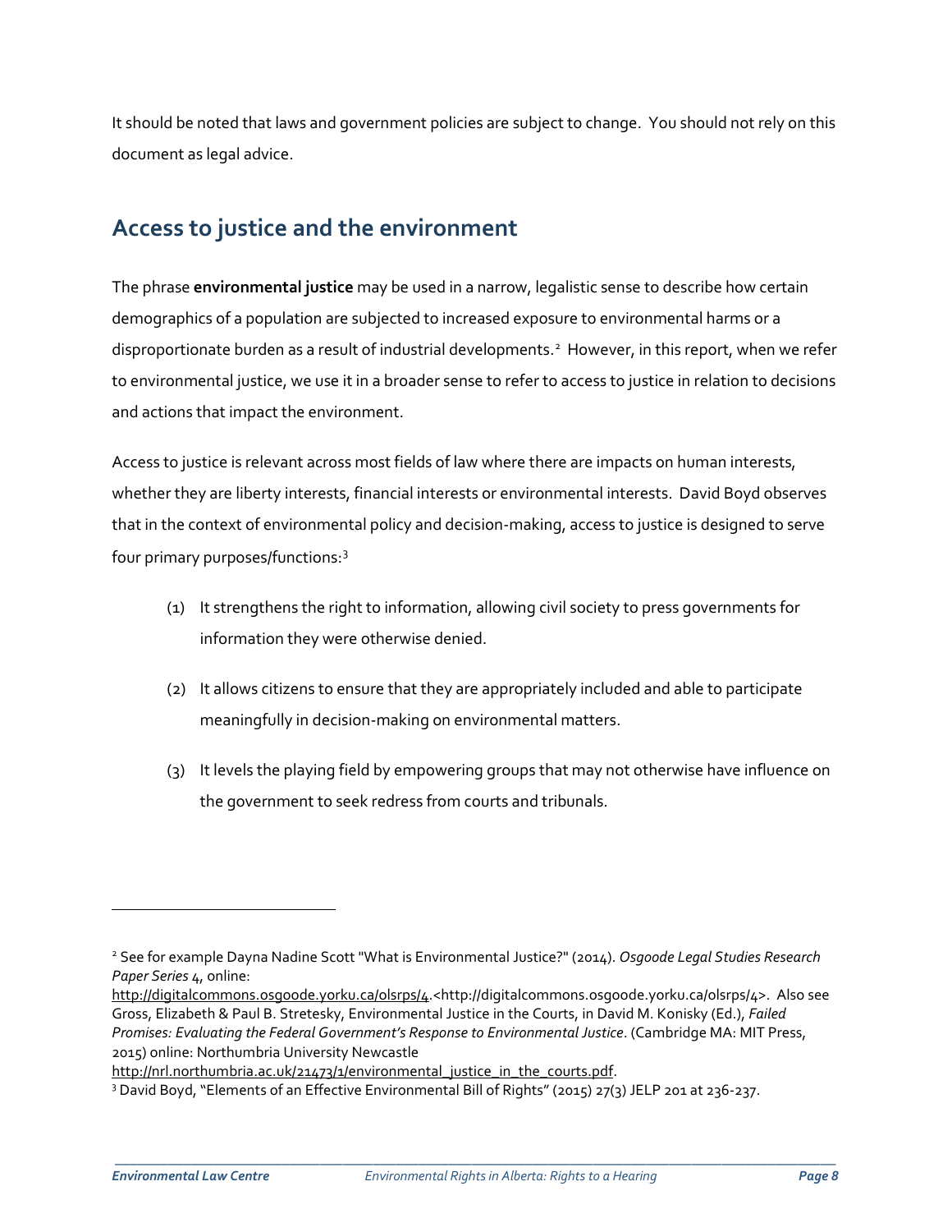It should be noted that laws and government policies are subject to change. You should not rely on this document as legal advice.

## Access to justice and the environment

The phrase **environmental justice** may be used in a narrow, legalistic sense to describe how certain demographics of a population are subjected to increased exposure to environmental harms or a disproportionate burden as a result of industrial developments.[2] However, in this report, when we refer to environmental justice, we use it in a broader sense to refer to access to justice in relation to decisions and actions that impact the environment.

Access to justice is relevant across most fields of law where there are impacts on human interests, whether they are liberty interests, financial interests or environmental interests. David Boyd observes that in the context of environmental policy and decision-making, access to justice is designed to serve four primary purposes/functions:[3]

(1) It strengthens the right to information, allowing civil society to press governments for information they were otherwise denied.

(2) It allows citizens to ensure that they are appropriately included and able to participate meaningfully in decision-making on environmental matters.

(3) It levels the playing field by empowering groups that may not otherwise have influence on the government to seek redress from courts and tribunals.

---

[2] See for example Dayna Nadine Scott "What is Environmental Justice?" (2014). *Osgoode Legal Studies Research Paper Series* 4, online: http://digitalcommons.osgoode.yorku.ca/olsrps/4.<http://digitalcommons.osgoode.yorku.ca/olsrps/4>. Also see Gross, Elizabeth & Paul B. Stretesky, Environmental Justice in the Courts, in David M. Konisky (Ed.), *Failed Promises: Evaluating the Federal Government's Response to Environmental Justice*. (Cambridge MA: MIT Press, 2015) online: Northumbria University Newcastle http://nrl.northumbria.ac.uk/21473/1/environmental_justice_in_the_courts.pdf.

[3] David Boyd, "Elements of an Effective Environmental Bill of Rights" (2015) 27(3) JELP 201 at 236-237.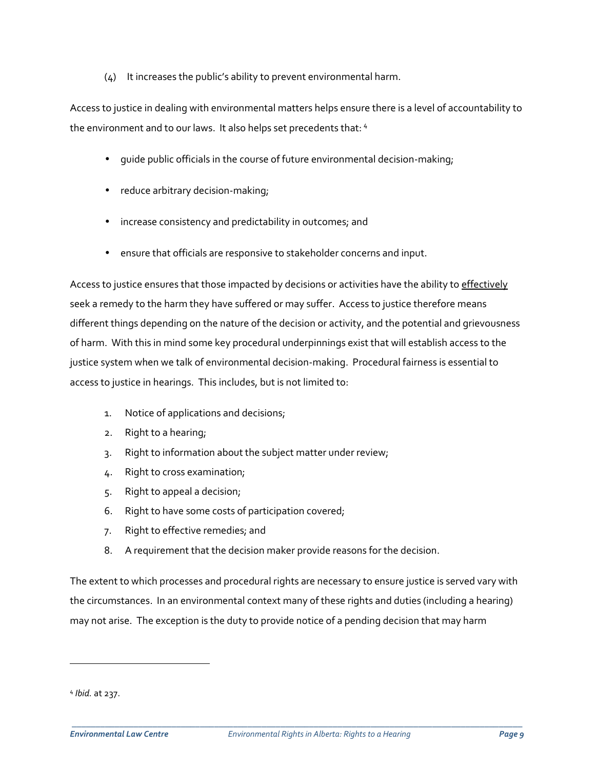(4) It increases the public's ability to prevent environmental harm.

Access to justice in dealing with environmental matters helps ensure there is a level of accountability to the environment and to our laws. It also helps set precedents that: [4]

- guide public officials in the course of future environmental decision-making;
- reduce arbitrary decision-making;
- increase consistency and predictability in outcomes; and
- ensure that officials are responsive to stakeholder concerns and input.

Access to justice ensures that those impacted by decisions or activities have the ability to <u>effectively</u> seek a remedy to the harm they have suffered or may suffer. Access to justice therefore means different things depending on the nature of the decision or activity, and the potential and grievousness of harm. With this in mind some key procedural underpinnings exist that will establish access to the justice system when we talk of environmental decision-making. Procedural fairness is essential to access to justice in hearings. This includes, but is not limited to:

1. Notice of applications and decisions;
2. Right to a hearing;
3. Right to information about the subject matter under review;
4. Right to cross examination;
5. Right to appeal a decision;
6. Right to have some costs of participation covered;
7. Right to effective remedies; and
8. A requirement that the decision maker provide reasons for the decision.

The extent to which processes and procedural rights are necessary to ensure justice is served vary with the circumstances. In an environmental context many of these rights and duties (including a hearing) may not arise. The exception is the duty to provide notice of a pending decision that may harm

---

[4] *Ibid.* at 237.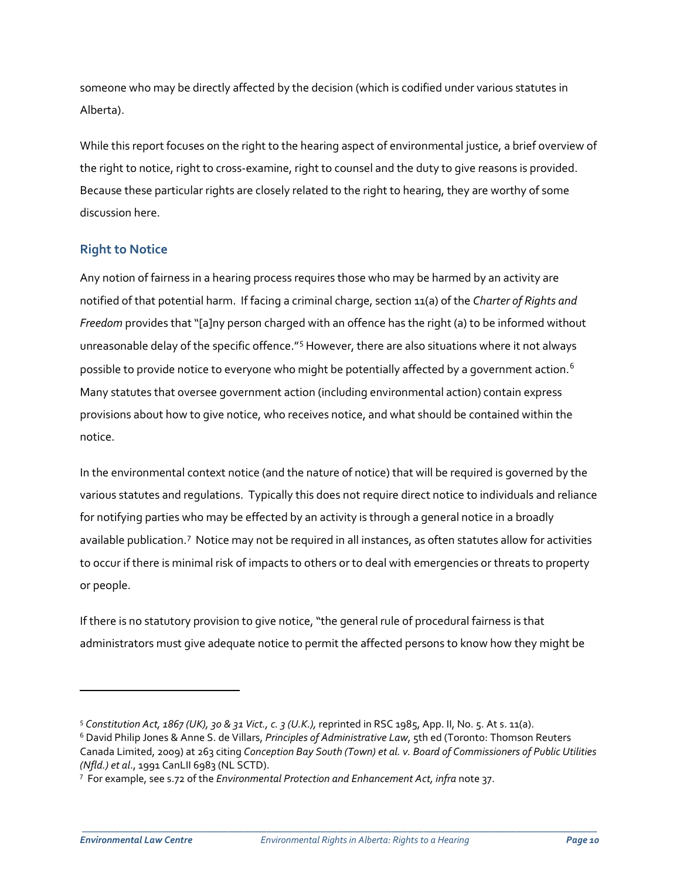someone who may be directly affected by the decision (which is codified under various statutes in Alberta).

While this report focuses on the right to the hearing aspect of environmental justice, a brief overview of the right to notice, right to cross-examine, right to counsel and the duty to give reasons is provided. Because these particular rights are closely related to the right to hearing, they are worthy of some discussion here.

### Right to Notice

Any notion of fairness in a hearing process requires those who may be harmed by an activity are notified of that potential harm. If facing a criminal charge, section 11(a) of the *Charter of Rights and Freedom* provides that "[a]ny person charged with an offence has the right (a) to be informed without unreasonable delay of the specific offence."[5] However, there are also situations where it not always possible to provide notice to everyone who might be potentially affected by a government action.[6] Many statutes that oversee government action (including environmental action) contain express provisions about how to give notice, who receives notice, and what should be contained within the notice.

In the environmental context notice (and the nature of notice) that will be required is governed by the various statutes and regulations. Typically this does not require direct notice to individuals and reliance for notifying parties who may be effected by an activity is through a general notice in a broadly available publication.[7] Notice may not be required in all instances, as often statutes allow for activities to occur if there is minimal risk of impacts to others or to deal with emergencies or threats to property or people.

If there is no statutory provision to give notice, "the general rule of procedural fairness is that administrators must give adequate notice to permit the affected persons to know how they might be

---

[5] *Constitution Act, 1867 (UK), 30 & 31 Vict., c. 3 (U.K.),* reprinted in RSC 1985, App. II, No. 5. At s. 11(a).

[6] David Philip Jones & Anne S. de Villars, *Principles of Administrative Law*, 5th ed (Toronto: Thomson Reuters Canada Limited, 2009) at 263 citing *Conception Bay South (Town) et al. v. Board of Commissioners of Public Utilities (Nfld.) et al*., 1991 CanLII 6983 (NL SCTD).

[7] For example, see s.72 of the *Environmental Protection and Enhancement Act, infra* note 37.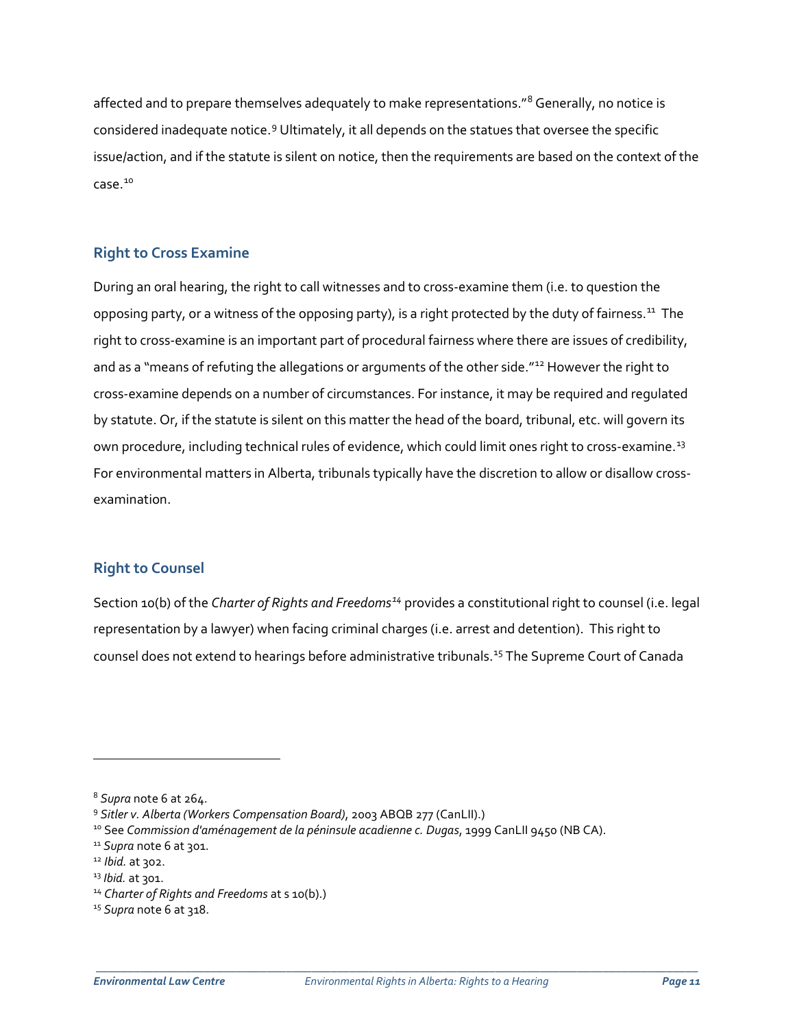affected and to prepare themselves adequately to make representations."[8] Generally, no notice is considered inadequate notice.[9] Ultimately, it all depends on the statues that oversee the specific issue/action, and if the statute is silent on notice, then the requirements are based on the context of the case.[10]

### Right to Cross Examine

During an oral hearing, the right to call witnesses and to cross-examine them (i.e. to question the opposing party, or a witness of the opposing party), is a right protected by the duty of fairness.[11] The right to cross-examine is an important part of procedural fairness where there are issues of credibility, and as a "means of refuting the allegations or arguments of the other side."[12] However the right to cross-examine depends on a number of circumstances. For instance, it may be required and regulated by statute. Or, if the statute is silent on this matter the head of the board, tribunal, etc. will govern its own procedure, including technical rules of evidence, which could limit ones right to cross-examine.[13] For environmental matters in Alberta, tribunals typically have the discretion to allow or disallow cross-examination.

### Right to Counsel

Section 10(b) of the *Charter of Rights and Freedoms*[14] provides a constitutional right to counsel (i.e. legal representation by a lawyer) when facing criminal charges (i.e. arrest and detention). This right to counsel does not extend to hearings before administrative tribunals.[15] The Supreme Court of Canada

---

[8] *Supra* note 6 at 264.

[9] *Sitler v. Alberta (Workers Compensation Board)*, 2003 ABQB 277 (CanLII).)

[10] See *Commission d'aménagement de la péninsule acadienne c. Dugas*, 1999 CanLII 9450 (NB CA).

[11] *Supra* note 6 at 301.

[12] *Ibid.* at 302.

[13] *Ibid.* at 301.

[14] *Charter of Rights and Freedoms* at s 10(b).)

[15] *Supra* note 6 at 318.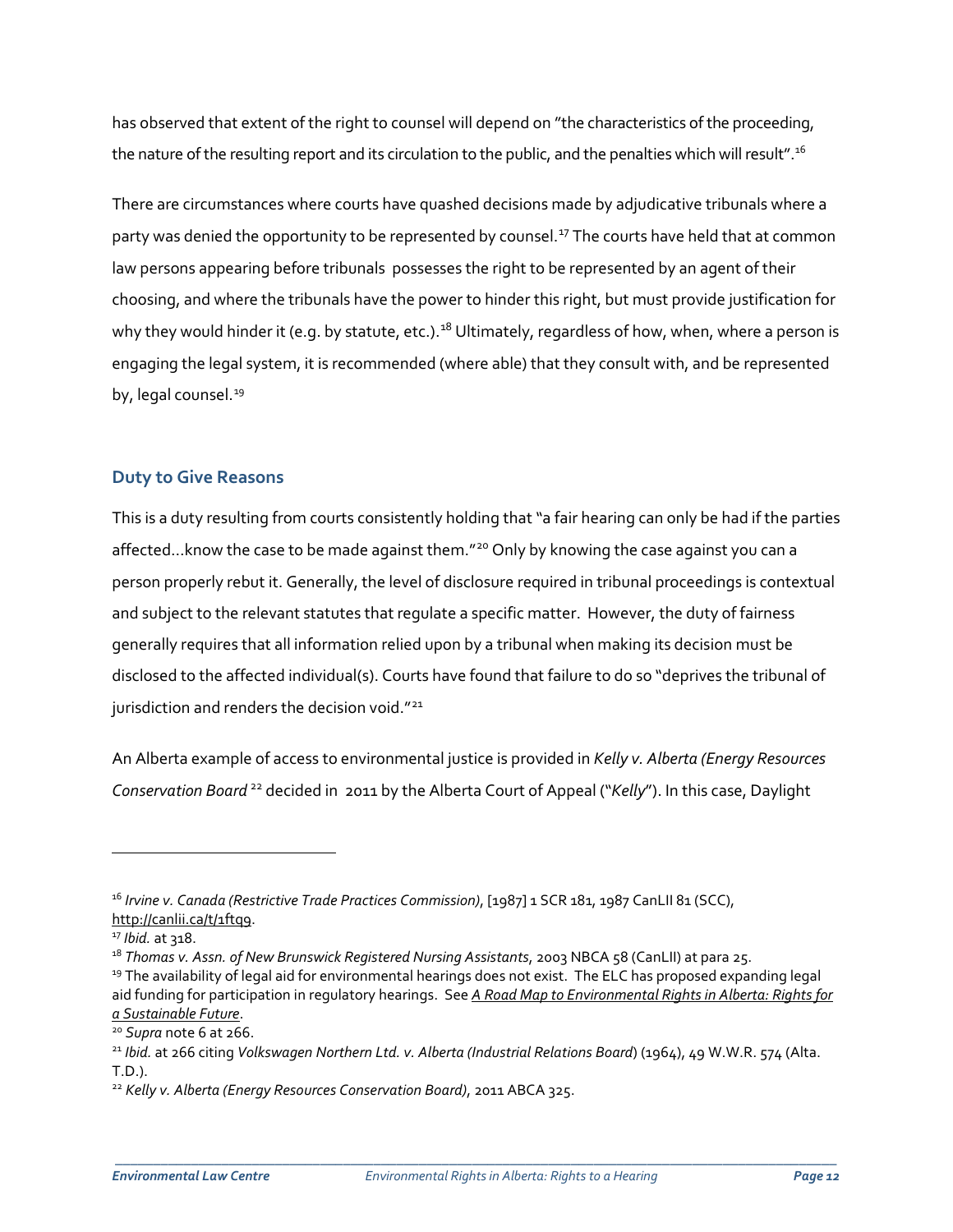has observed that extent of the right to counsel will depend on "the characteristics of the proceeding, the nature of the resulting report and its circulation to the public, and the penalties which will result".[16]

There are circumstances where courts have quashed decisions made by adjudicative tribunals where a party was denied the opportunity to be represented by counsel.[17] The courts have held that at common law persons appearing before tribunals possesses the right to be represented by an agent of their choosing, and where the tribunals have the power to hinder this right, but must provide justification for why they would hinder it (e.g. by statute, etc.).[18] Ultimately, regardless of how, when, where a person is engaging the legal system, it is recommended (where able) that they consult with, and be represented by, legal counsel.[19]

### Duty to Give Reasons

This is a duty resulting from courts consistently holding that "a fair hearing can only be had if the parties affected…know the case to be made against them."[20] Only by knowing the case against you can a person properly rebut it. Generally, the level of disclosure required in tribunal proceedings is contextual and subject to the relevant statutes that regulate a specific matter. However, the duty of fairness generally requires that all information relied upon by a tribunal when making its decision must be disclosed to the affected individual(s). Courts have found that failure to do so "deprives the tribunal of jurisdiction and renders the decision void."[21]

An Alberta example of access to environmental justice is provided in *Kelly v. Alberta (Energy Resources Conservation Board* [22] decided in 2011 by the Alberta Court of Appeal ("*Kelly*"). In this case, Daylight

---

[16] *Irvine v. Canada (Restrictive Trade Practices Commission)*, [1987] 1 SCR 181, 1987 CanLII 81 (SCC), http://canlii.ca/t/1ftq9.

[17] *Ibid.* at 318.

[18] *Thomas v. Assn. of New Brunswick Registered Nursing Assistants*, 2003 NBCA 58 (CanLII) at para 25.

[19] The availability of legal aid for environmental hearings does not exist. The ELC has proposed expanding legal aid funding for participation in regulatory hearings. See *A Road Map to Environmental Rights in Alberta: Rights for a Sustainable Future*.

[20] *Supra* note 6 at 266.

[21] *Ibid.* at 266 citing *Volkswagen Northern Ltd. v. Alberta (Industrial Relations Board*) (1964), 49 W.W.R. 574 (Alta. T.D.).

[22] *Kelly v. Alberta (Energy Resources Conservation Board)*, 2011 ABCA 325.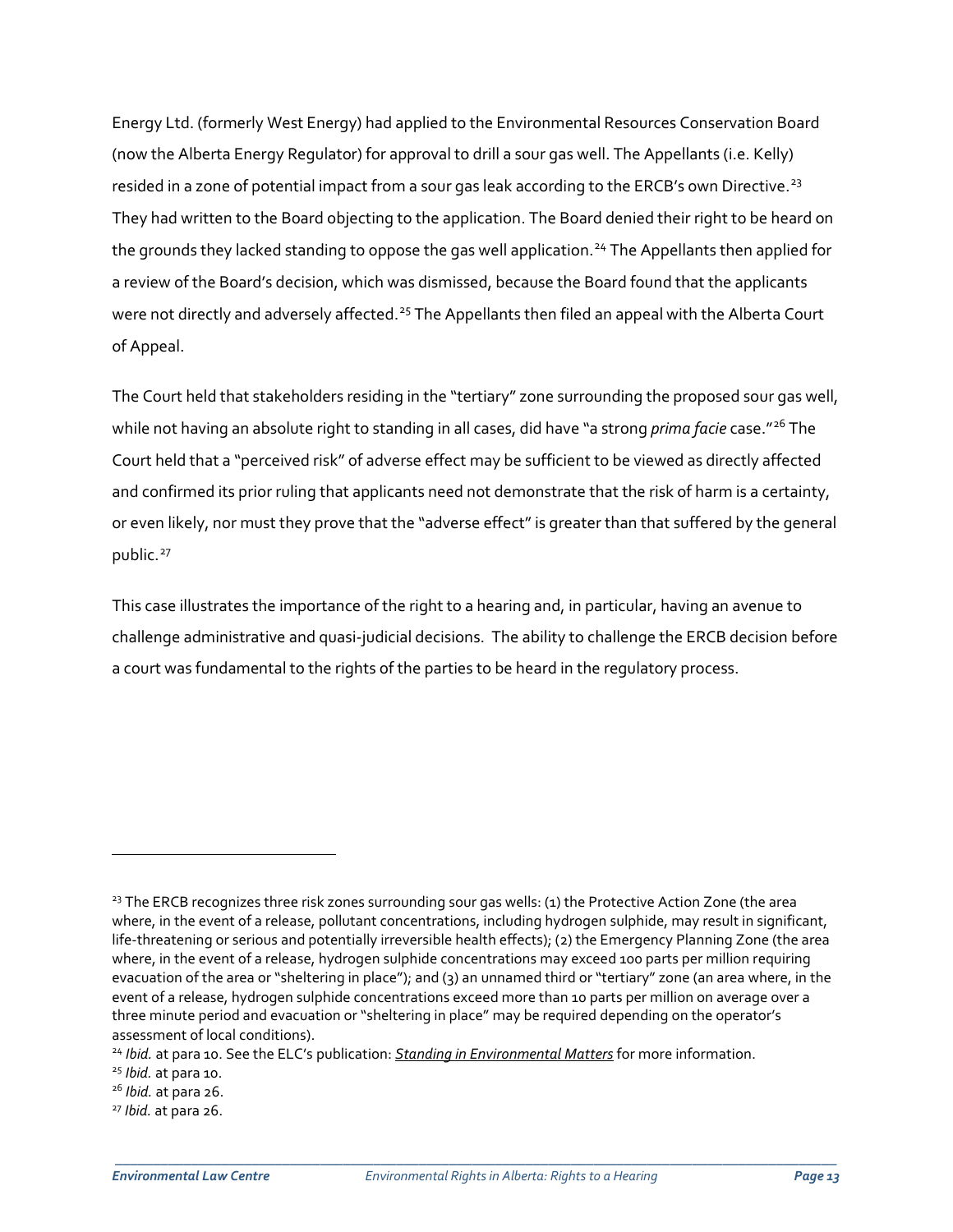Energy Ltd. (formerly West Energy) had applied to the Environmental Resources Conservation Board (now the Alberta Energy Regulator) for approval to drill a sour gas well. The Appellants (i.e. Kelly) resided in a zone of potential impact from a sour gas leak according to the ERCB's own Directive.[23] They had written to the Board objecting to the application. The Board denied their right to be heard on the grounds they lacked standing to oppose the gas well application.[24] The Appellants then applied for a review of the Board's decision, which was dismissed, because the Board found that the applicants were not directly and adversely affected.[25] The Appellants then filed an appeal with the Alberta Court of Appeal.

The Court held that stakeholders residing in the "tertiary" zone surrounding the proposed sour gas well, while not having an absolute right to standing in all cases, did have "a strong *prima facie* case."[26] The Court held that a "perceived risk" of adverse effect may be sufficient to be viewed as directly affected and confirmed its prior ruling that applicants need not demonstrate that the risk of harm is a certainty, or even likely, nor must they prove that the "adverse effect" is greater than that suffered by the general public.[27]

This case illustrates the importance of the right to a hearing and, in particular, having an avenue to challenge administrative and quasi-judicial decisions. The ability to challenge the ERCB decision before a court was fundamental to the rights of the parties to be heard in the regulatory process.

---

[23] The ERCB recognizes three risk zones surrounding sour gas wells: (1) the Protective Action Zone (the area where, in the event of a release, pollutant concentrations, including hydrogen sulphide, may result in significant, life-threatening or serious and potentially irreversible health effects); (2) the Emergency Planning Zone (the area where, in the event of a release, hydrogen sulphide concentrations may exceed 100 parts per million requiring evacuation of the area or "sheltering in place"); and (3) an unnamed third or "tertiary" zone (an area where, in the event of a release, hydrogen sulphide concentrations exceed more than 10 parts per million on average over a three minute period and evacuation or "sheltering in place" may be required depending on the operator's assessment of local conditions).

[24] *Ibid.* at para 10. See the ELC's publication: ***Standing in Environmental Matters*** for more information.

[25] *Ibid.* at para 10.

[26] *Ibid.* at para 26.

[27] *Ibid.* at para 26.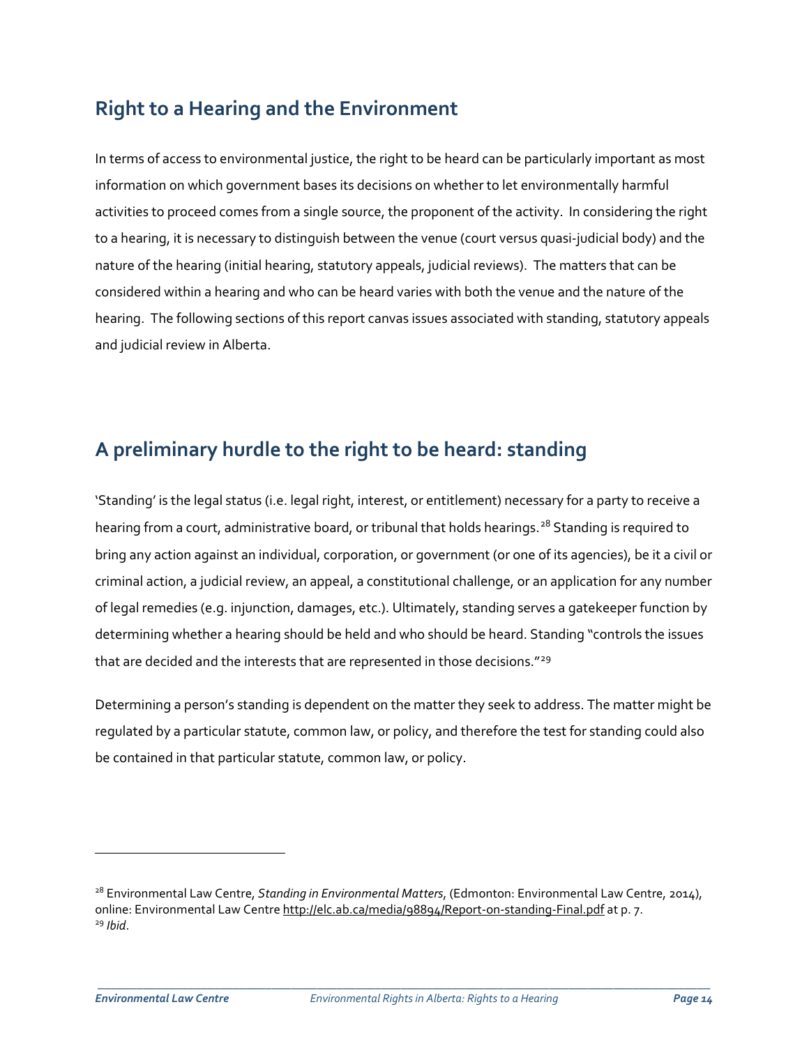## Right to a Hearing and the Environment

In terms of access to environmental justice, the right to be heard can be particularly important as most information on which government bases its decisions on whether to let environmentally harmful activities to proceed comes from a single source, the proponent of the activity. In considering the right to a hearing, it is necessary to distinguish between the venue (court versus quasi-judicial body) and the nature of the hearing (initial hearing, statutory appeals, judicial reviews). The matters that can be considered within a hearing and who can be heard varies with both the venue and the nature of the hearing. The following sections of this report canvas issues associated with standing, statutory appeals and judicial review in Alberta.

## A preliminary hurdle to the right to be heard: standing

'Standing' is the legal status (i.e. legal right, interest, or entitlement) necessary for a party to receive a hearing from a court, administrative board, or tribunal that holds hearings.[28] Standing is required to bring any action against an individual, corporation, or government (or one of its agencies), be it a civil or criminal action, a judicial review, an appeal, a constitutional challenge, or an application for any number of legal remedies (e.g. injunction, damages, etc.). Ultimately, standing serves a gatekeeper function by determining whether a hearing should be held and who should be heard. Standing "controls the issues that are decided and the interests that are represented in those decisions."[29]

Determining a person's standing is dependent on the matter they seek to address. The matter might be regulated by a particular statute, common law, or policy, and therefore the test for standing could also be contained in that particular statute, common law, or policy.

---

[28] Environmental Law Centre, *Standing in Environmental Matters*, (Edmonton: Environmental Law Centre, 2014), online: Environmental Law Centre http://elc.ab.ca/media/98894/Report-on-standing-Final.pdf at p. 7.
[29] *Ibid*.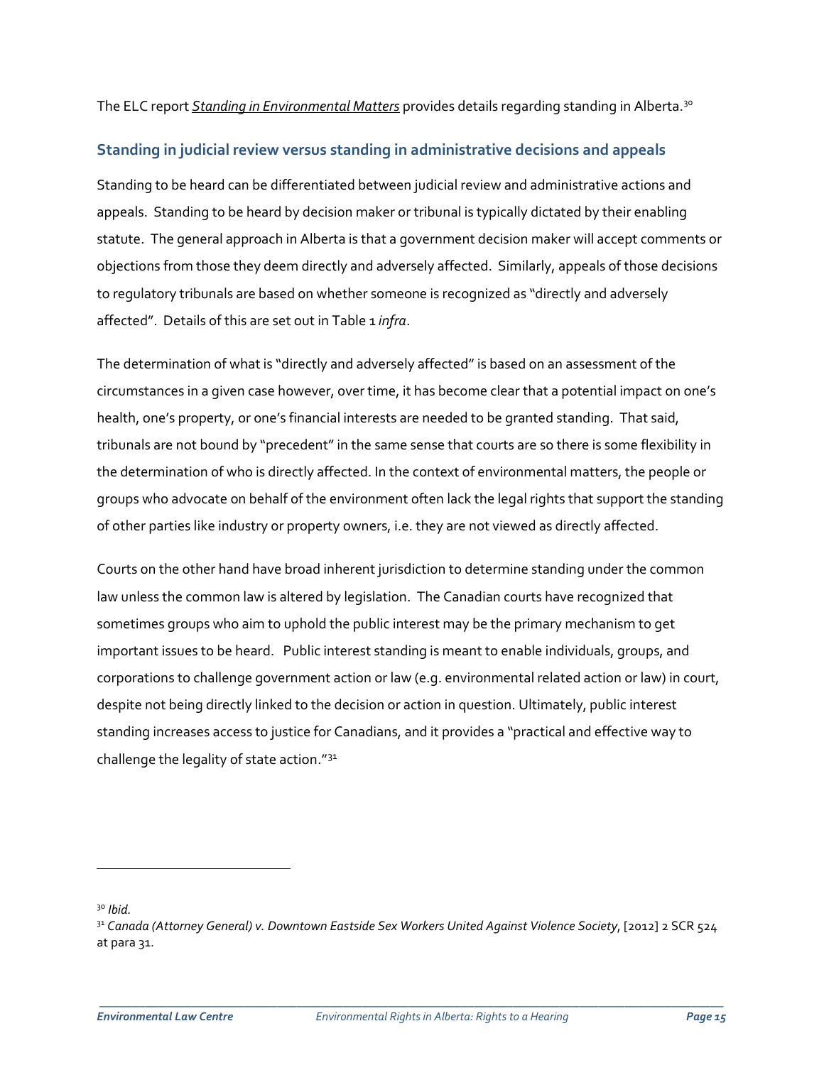The ELC report *Standing in Environmental Matters* provides details regarding standing in Alberta.[30]

## Standing in judicial review versus standing in administrative decisions and appeals

Standing to be heard can be differentiated between judicial review and administrative actions and appeals. Standing to be heard by decision maker or tribunal is typically dictated by their enabling statute. The general approach in Alberta is that a government decision maker will accept comments or objections from those they deem directly and adversely affected. Similarly, appeals of those decisions to regulatory tribunals are based on whether someone is recognized as "directly and adversely affected". Details of this are set out in Table 1 *infra*.

The determination of what is "directly and adversely affected" is based on an assessment of the circumstances in a given case however, over time, it has become clear that a potential impact on one's health, one's property, or one's financial interests are needed to be granted standing. That said, tribunals are not bound by "precedent" in the same sense that courts are so there is some flexibility in the determination of who is directly affected. In the context of environmental matters, the people or groups who advocate on behalf of the environment often lack the legal rights that support the standing of other parties like industry or property owners, i.e. they are not viewed as directly affected.

Courts on the other hand have broad inherent jurisdiction to determine standing under the common law unless the common law is altered by legislation. The Canadian courts have recognized that sometimes groups who aim to uphold the public interest may be the primary mechanism to get important issues to be heard. Public interest standing is meant to enable individuals, groups, and corporations to challenge government action or law (e.g. environmental related action or law) in court, despite not being directly linked to the decision or action in question. Ultimately, public interest standing increases access to justice for Canadians, and it provides a "practical and effective way to challenge the legality of state action."[31]

---

[30] *Ibid.*

[31] *Canada (Attorney General) v. Downtown Eastside Sex Workers United Against Violence Society*, [2012] 2 SCR 524 at para 31.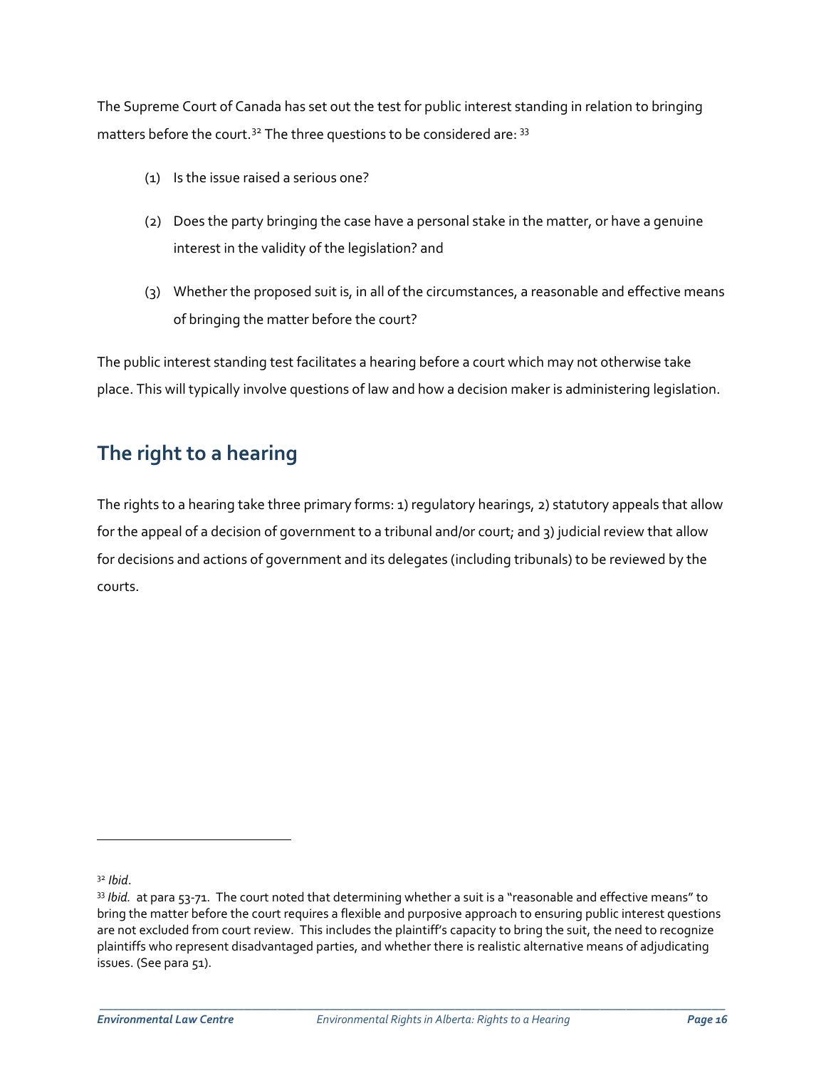The Supreme Court of Canada has set out the test for public interest standing in relation to bringing matters before the court.[32] The three questions to be considered are: [33]

(1) Is the issue raised a serious one?

(2) Does the party bringing the case have a personal stake in the matter, or have a genuine interest in the validity of the legislation? and

(3) Whether the proposed suit is, in all of the circumstances, a reasonable and effective means of bringing the matter before the court?

The public interest standing test facilitates a hearing before a court which may not otherwise take place. This will typically involve questions of law and how a decision maker is administering legislation.

## The right to a hearing

The rights to a hearing take three primary forms: 1) regulatory hearings, 2) statutory appeals that allow for the appeal of a decision of government to a tribunal and/or court; and 3) judicial review that allow for decisions and actions of government and its delegates (including tribunals) to be reviewed by the courts.

---

[32] *Ibid*.

[33] *Ibid.* at para 53-71. The court noted that determining whether a suit is a "reasonable and effective means" to bring the matter before the court requires a flexible and purposive approach to ensuring public interest questions are not excluded from court review. This includes the plaintiff's capacity to bring the suit, the need to recognize plaintiffs who represent disadvantaged parties, and whether there is realistic alternative means of adjudicating issues. (See para 51).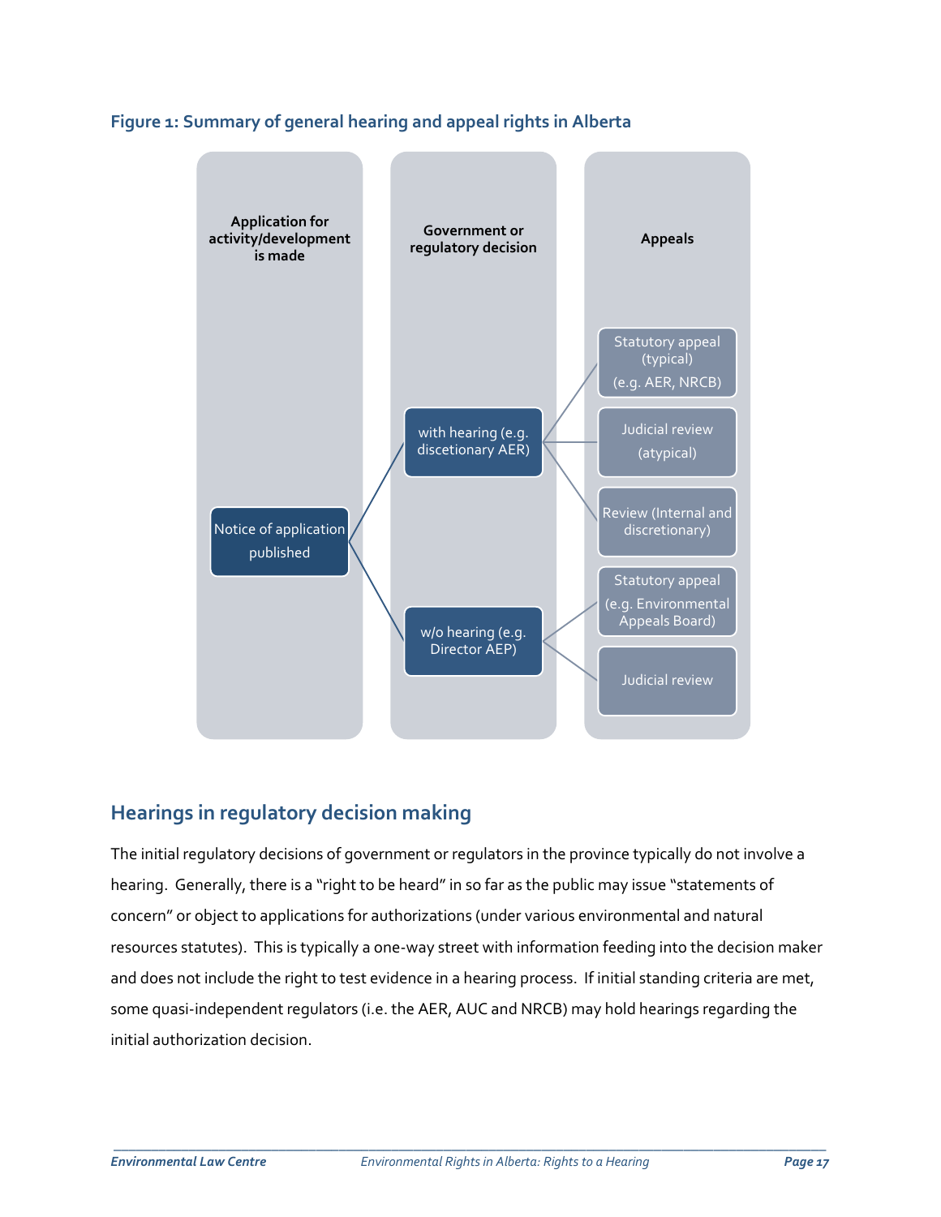**Figure 1: Summary of general hearing and appeal rights in Alberta**

| Application for activity/development is made | Government or regulatory decision | Appeals |
|---|---|---|
| Notice of application published | with hearing (e.g. discetionary AER) | Statutory appeal (typical) (e.g. AER, NRCB) |
| | | Judicial review (atypical) |
| | | Review (Internal and discretionary) |
| | w/o hearing (e.g. Director AEP) | Statutory appeal (e.g. Environmental Appeals Board) |
| | | Judicial review |

## Hearings in regulatory decision making

The initial regulatory decisions of government or regulators in the province typically do not involve a hearing. Generally, there is a "right to be heard" in so far as the public may issue "statements of concern" or object to applications for authorizations (under various environmental and natural resources statutes). This is typically a one-way street with information feeding into the decision maker and does not include the right to test evidence in a hearing process. If initial standing criteria are met, some quasi-independent regulators (i.e. the AER, AUC and NRCB) may hold hearings regarding the initial authorization decision.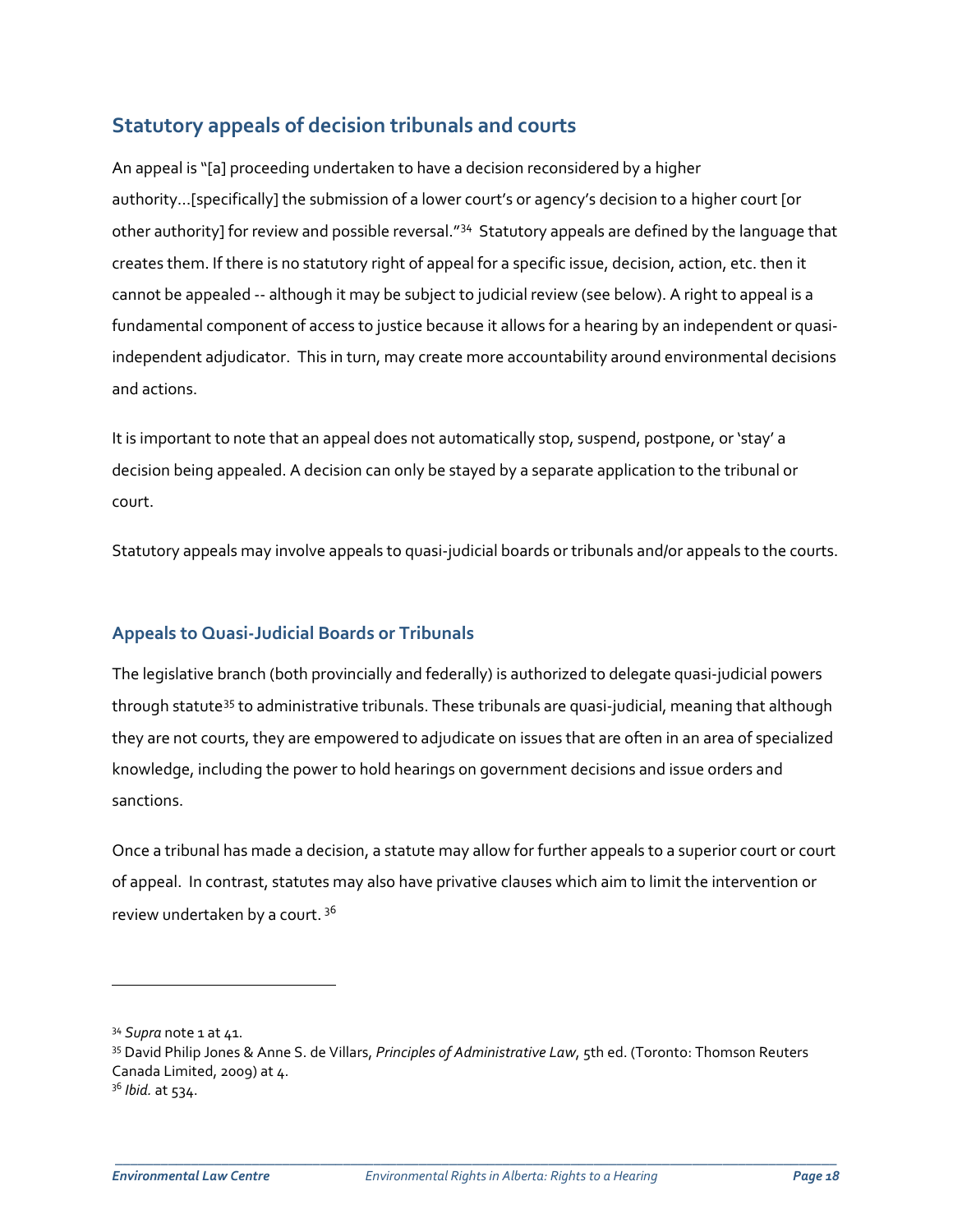## Statutory appeals of decision tribunals and courts

An appeal is "[a] proceeding undertaken to have a decision reconsidered by a higher authority…[specifically] the submission of a lower court's or agency's decision to a higher court [or other authority] for review and possible reversal."[34] Statutory appeals are defined by the language that creates them. If there is no statutory right of appeal for a specific issue, decision, action, etc. then it cannot be appealed -- although it may be subject to judicial review (see below). A right to appeal is a fundamental component of access to justice because it allows for a hearing by an independent or quasi-independent adjudicator. This in turn, may create more accountability around environmental decisions and actions.

It is important to note that an appeal does not automatically stop, suspend, postpone, or 'stay' a decision being appealed. A decision can only be stayed by a separate application to the tribunal or court.

Statutory appeals may involve appeals to quasi-judicial boards or tribunals and/or appeals to the courts.

### Appeals to Quasi-Judicial Boards or Tribunals

The legislative branch (both provincially and federally) is authorized to delegate quasi-judicial powers through statute[35] to administrative tribunals. These tribunals are quasi-judicial, meaning that although they are not courts, they are empowered to adjudicate on issues that are often in an area of specialized knowledge, including the power to hold hearings on government decisions and issue orders and sanctions.

Once a tribunal has made a decision, a statute may allow for further appeals to a superior court or court of appeal. In contrast, statutes may also have privative clauses which aim to limit the intervention or review undertaken by a court.[36]

---

[34] *Supra* note 1 at 41.

[35] David Philip Jones & Anne S. de Villars, *Principles of Administrative Law*, 5th ed. (Toronto: Thomson Reuters Canada Limited, 2009) at 4.

[36] *Ibid.* at 534.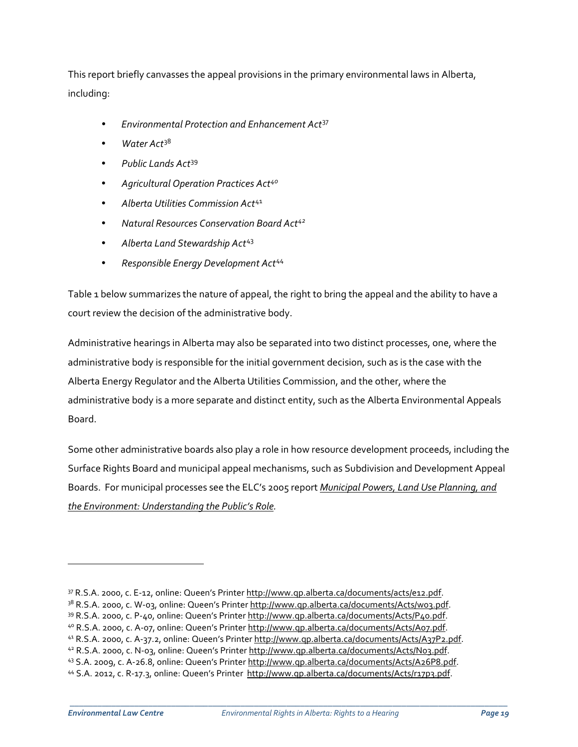This report briefly canvasses the appeal provisions in the primary environmental laws in Alberta, including:

- *Environmental Protection and Enhancement Act*[37]
- *Water Act*[38]
- *Public Lands Act*[39]
- *Agricultural Operation Practices Act*[40]
- *Alberta Utilities Commission Act*[41]
- *Natural Resources Conservation Board Act*[42]
- *Alberta Land Stewardship Act*[43]
- *Responsible Energy Development Act*[44]

Table 1 below summarizes the nature of appeal, the right to bring the appeal and the ability to have a court review the decision of the administrative body.

Administrative hearings in Alberta may also be separated into two distinct processes, one, where the administrative body is responsible for the initial government decision, such as is the case with the Alberta Energy Regulator and the Alberta Utilities Commission, and the other, where the administrative body is a more separate and distinct entity, such as the Alberta Environmental Appeals Board.

Some other administrative boards also play a role in how resource development proceeds, including the Surface Rights Board and municipal appeal mechanisms, such as Subdivision and Development Appeal Boards. For municipal processes see the ELC's 2005 report *Municipal Powers, Land Use Planning, and the Environment: Understanding the Public's Role.*

---

[37] R.S.A. 2000, c. E-12, online: Queen's Printer http://www.qp.alberta.ca/documents/acts/e12.pdf.
[38] R.S.A. 2000, c. W-03, online: Queen's Printer http://www.qp.alberta.ca/documents/Acts/w03.pdf.
[39] R.S.A. 2000, c. P-40, online: Queen's Printer http://www.qp.alberta.ca/documents/Acts/P40.pdf.
[40] R.S.A. 2000, c. A-07, online: Queen's Printer http://www.qp.alberta.ca/documents/Acts/A07.pdf.
[41] R.S.A. 2000, c. A-37.2, online: Queen's Printer http://www.qp.alberta.ca/documents/Acts/A37P2.pdf.
[42] R.S.A. 2000, c. N-03, online: Queen's Printer http://www.qp.alberta.ca/documents/Acts/N03.pdf.
[43] S.A. 2009, c. A-26.8, online: Queen's Printer http://www.qp.alberta.ca/documents/Acts/A26P8.pdf.
[44] S.A. 2012, c. R-17.3, online: Queen's Printer http://www.qp.alberta.ca/documents/Acts/r17p3.pdf.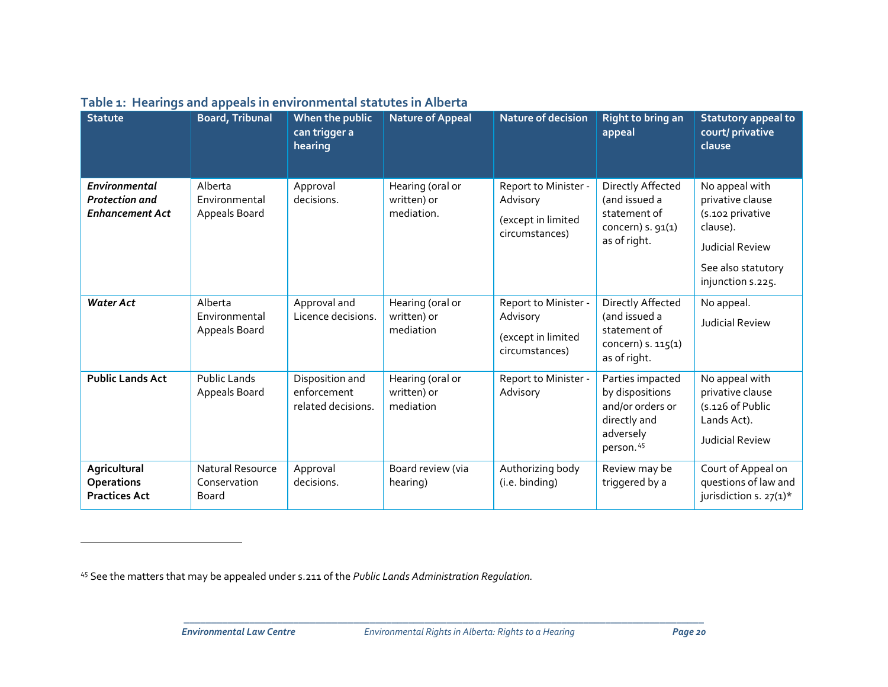**Table 1: Hearings and appeals in environmental statutes in Alberta**

| Statute | Board, Tribunal | When the public can trigger a hearing | Nature of Appeal | Nature of decision | Right to bring an appeal | Statutory appeal to court/ privative clause |
|---|---|---|---|---|---|---|
| ***Environmental Protection and Enhancement Act*** | Alberta Environmental Appeals Board | Approval decisions. | Hearing (oral or written) or mediation. | Report to Minister - Advisory<br><br>(except in limited circumstances) | Directly Affected (and issued a statement of concern) s. 91(1) as of right. | No appeal with privative clause (s.102 privative clause).<br><br>Judicial Review<br><br>See also statutory injunction s.225. |
| ***Water Act*** | Alberta Environmental Appeals Board | Approval and Licence decisions. | Hearing (oral or written) or mediation | Report to Minister - Advisory<br><br>(except in limited circumstances) | Directly Affected (and issued a statement of concern) s. 115(1) as of right. | No appeal.<br><br>Judicial Review |
| **Public Lands Act** | Public Lands Appeals Board | Disposition and enforcement related decisions. | Hearing (oral or written) or mediation | Report to Minister - Advisory | Parties impacted by dispositions and/or orders or directly and adversely person.[45] | No appeal with privative clause (s.126 of Public Lands Act).<br><br>Judicial Review |
| **Agricultural Operations Practices Act** | Natural Resource Conservation Board | Approval decisions. | Board review (via hearing) | Authorizing body (i.e. binding) | Review may be triggered by a | Court of Appeal on questions of law and jurisdiction s. 27(1)* |

[45] See the matters that may be appealed under s.211 of the *Public Lands Administration Regulation*.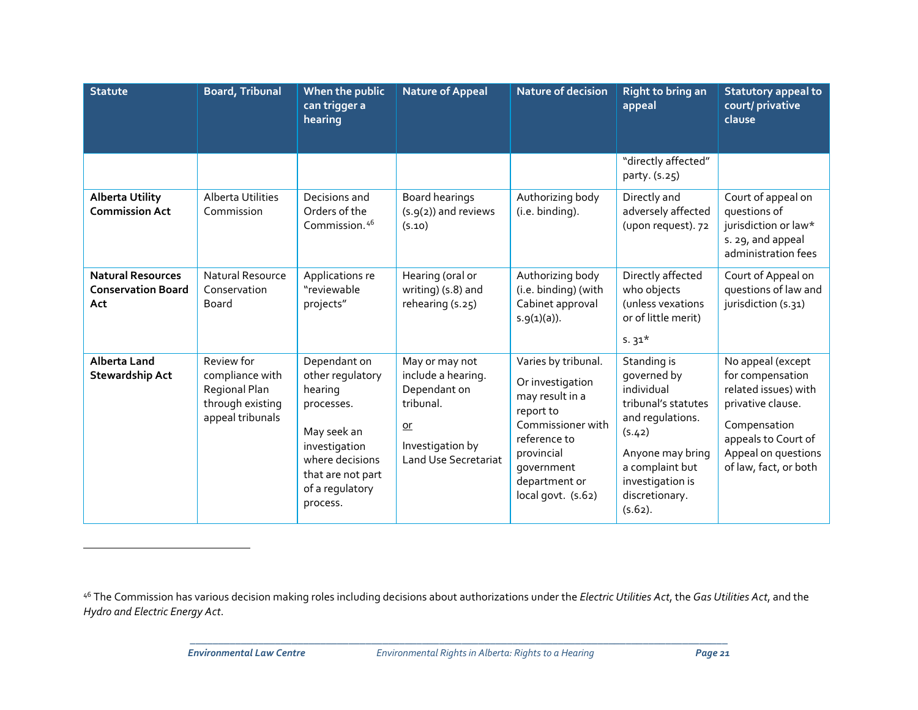| Statute | Board, Tribunal | When the public can trigger a hearing | Nature of Appeal | Nature of decision | Right to bring an appeal | Statutory appeal to court/ privative clause |
|---|---|---|---|---|---|---|
| | | | | | "directly affected" party. (s.25) | |
| **Alberta Utility Commission Act** | Alberta Utilities Commission | Decisions and Orders of the Commission.[46] | Board hearings (s.9(2)) and reviews (s.10) | Authorizing body (i.e. binding). | Directly and adversely affected (upon request). 72 | Court of appeal on questions of jurisdiction or law* s. 29, and appeal administration fees |
| **Natural Resources Conservation Board Act** | Natural Resource Conservation Board | Applications re "reviewable projects" | Hearing (oral or writing) (s.8) and rehearing (s.25) | Authorizing body (i.e. binding) (with Cabinet approval s.9(1)(a)). | Directly affected who objects (unless vexations or of little merit) s. 31* | Court of Appeal on questions of law and jurisdiction (s.31) |
| **Alberta Land Stewardship Act** | Review for compliance with Regional Plan through existing appeal tribunals | Dependant on other regulatory hearing processes. May seek an investigation where decisions that are not part of a regulatory process. | May or may not include a hearing. Dependant on tribunal. or Investigation by Land Use Secretariat | Varies by tribunal. Or investigation may result in a report to Commissioner with reference to provincial government department or local govt. (s.62) | Standing is governed by individual tribunal's statutes and regulations. (s.42) Anyone may bring a complaint but investigation is discretionary. (s.62). | No appeal (except for compensation related issues) with privative clause. Compensation appeals to Court of Appeal on questions of law, fact, or both |

[46] The Commission has various decision making roles including decisions about authorizations under the *Electric Utilities Act*, the *Gas Utilities Act*, and the *Hydro and Electric Energy Act*.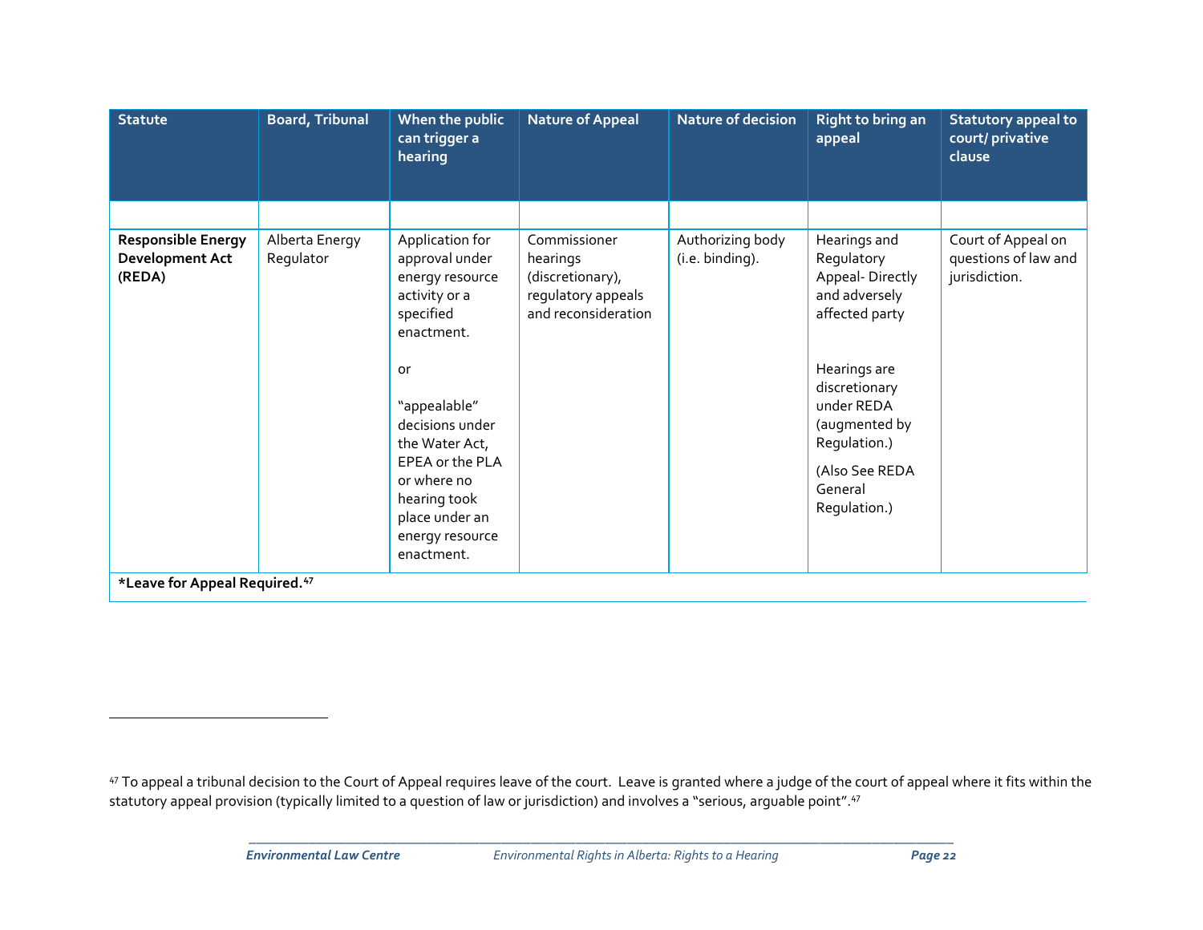| Statute | Board, Tribunal | When the public can trigger a hearing | Nature of Appeal | Nature of decision | Right to bring an appeal | Statutory appeal to court/ privative clause |
|---|---|---|---|---|---|---|
| | | | | | | |
| **Responsible Energy Development Act (REDA)** | Alberta Energy Regulator | Application for approval under energy resource activity or a specified enactment.<br><br>or<br><br>"appealable" decisions under the Water Act, EPEA or the PLA or where no hearing took place under an energy resource enactment. | Commissioner hearings (discretionary), regulatory appeals and reconsideration | Authorizing body (i.e. binding). | Hearings and Regulatory Appeal- Directly and adversely affected party<br><br>Hearings are discretionary under REDA (augmented by Regulation.)<br><br>(Also See REDA General Regulation.) | Court of Appeal on questions of law and jurisdiction. |

***Leave for Appeal Required.**[47]

---

[47] To appeal a tribunal decision to the Court of Appeal requires leave of the court. Leave is granted where a judge of the court of appeal where it fits within the statutory appeal provision (typically limited to a question of law or jurisdiction) and involves a "serious, arguable point".[47]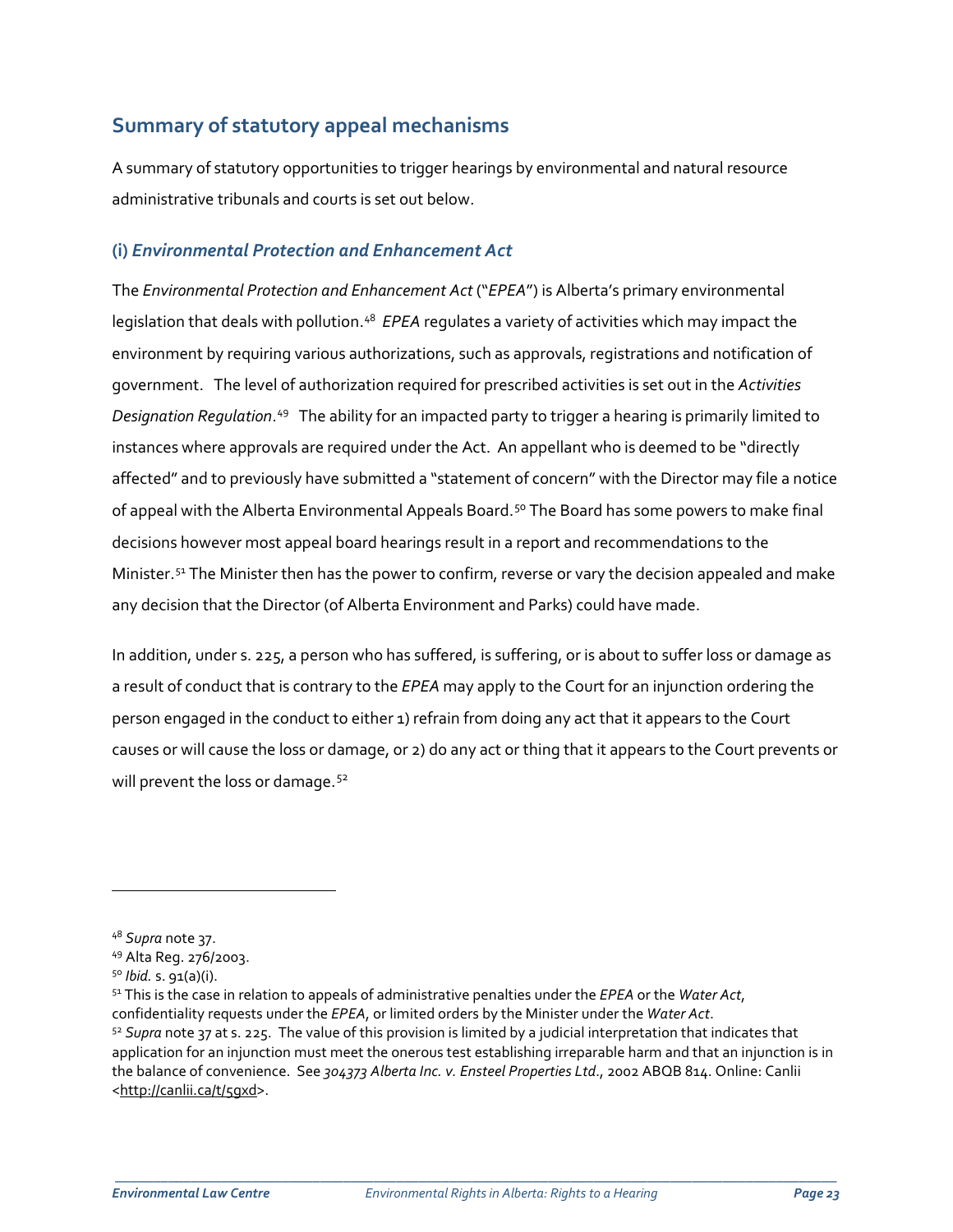## Summary of statutory appeal mechanisms

A summary of statutory opportunities to trigger hearings by environmental and natural resource administrative tribunals and courts is set out below.

### (i) *Environmental Protection and Enhancement Act*

The *Environmental Protection and Enhancement Act* ("*EPEA*") is Alberta's primary environmental legislation that deals with pollution.[48] *EPEA* regulates a variety of activities which may impact the environment by requiring various authorizations, such as approvals, registrations and notification of government. The level of authorization required for prescribed activities is set out in the *Activities Designation Regulation*.[49] The ability for an impacted party to trigger a hearing is primarily limited to instances where approvals are required under the Act. An appellant who is deemed to be "directly affected" and to previously have submitted a "statement of concern" with the Director may file a notice of appeal with the Alberta Environmental Appeals Board.[50] The Board has some powers to make final decisions however most appeal board hearings result in a report and recommendations to the Minister.[51] The Minister then has the power to confirm, reverse or vary the decision appealed and make any decision that the Director (of Alberta Environment and Parks) could have made.

In addition, under s. 225, a person who has suffered, is suffering, or is about to suffer loss or damage as a result of conduct that is contrary to the *EPEA* may apply to the Court for an injunction ordering the person engaged in the conduct to either 1) refrain from doing any act that it appears to the Court causes or will cause the loss or damage, or 2) do any act or thing that it appears to the Court prevents or will prevent the loss or damage.[52]

---

[48] *Supra* note 37.

[49] Alta Reg. 276/2003.

[50] *Ibid.* s. 91(a)(i).

[51] This is the case in relation to appeals of administrative penalties under the *EPEA* or the *Water Act*, confidentiality requests under the *EPEA*, or limited orders by the Minister under the *Water Act*.

[52] *Supra* note 37 at s. 225. The value of this provision is limited by a judicial interpretation that indicates that application for an injunction must meet the onerous test establishing irreparable harm and that an injunction is in the balance of convenience. See *304373 Alberta Inc. v. Ensteel Properties Ltd.*, 2002 ABQB 814. Online: Canlii <http://canlii.ca/t/5gxd>.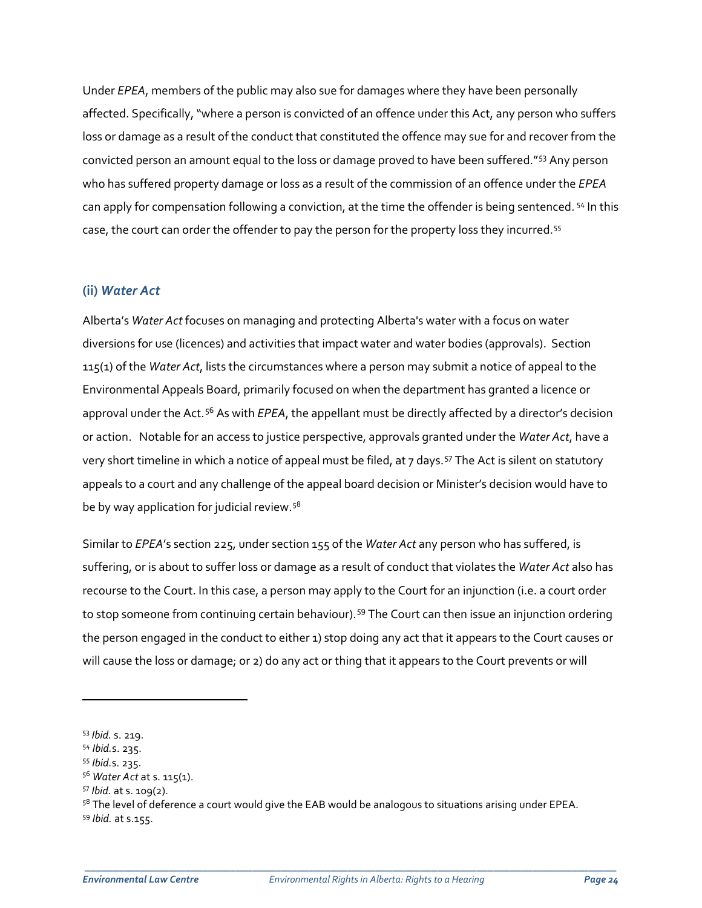Under *EPEA*, members of the public may also sue for damages where they have been personally affected. Specifically, "where a person is convicted of an offence under this Act, any person who suffers loss or damage as a result of the conduct that constituted the offence may sue for and recover from the convicted person an amount equal to the loss or damage proved to have been suffered."[53] Any person who has suffered property damage or loss as a result of the commission of an offence under the *EPEA* can apply for compensation following a conviction, at the time the offender is being sentenced. [54] In this case, the court can order the offender to pay the person for the property loss they incurred.[55]

### (ii) *Water Act*

Alberta's *Water Act* focuses on managing and protecting Alberta's water with a focus on water diversions for use (licences) and activities that impact water and water bodies (approvals). Section 115(1) of the *Water Act*, lists the circumstances where a person may submit a notice of appeal to the Environmental Appeals Board, primarily focused on when the department has granted a licence or approval under the Act.[56] As with *EPEA*, the appellant must be directly affected by a director's decision or action. Notable for an access to justice perspective, approvals granted under the *Water Act*, have a very short timeline in which a notice of appeal must be filed, at 7 days.[57] The Act is silent on statutory appeals to a court and any challenge of the appeal board decision or Minister's decision would have to be by way application for judicial review.[58]

Similar to *EPEA*'s section 225, under section 155 of the *Water Act* any person who has suffered, is suffering, or is about to suffer loss or damage as a result of conduct that violates the *Water Act* also has recourse to the Court. In this case, a person may apply to the Court for an injunction (i.e. a court order to stop someone from continuing certain behaviour).[59] The Court can then issue an injunction ordering the person engaged in the conduct to either 1) stop doing any act that it appears to the Court causes or will cause the loss or damage; or 2) do any act or thing that it appears to the Court prevents or will

---

[53] *Ibid.* s. 219.
[54] *Ibid.*s. 235.
[55] *Ibid.*s. 235.
[56] *Water Act* at s. 115(1).
[57] *Ibid.* at s. 109(2).
[58] The level of deference a court would give the EAB would be analogous to situations arising under EPEA.
[59] *Ibid.* at s.155.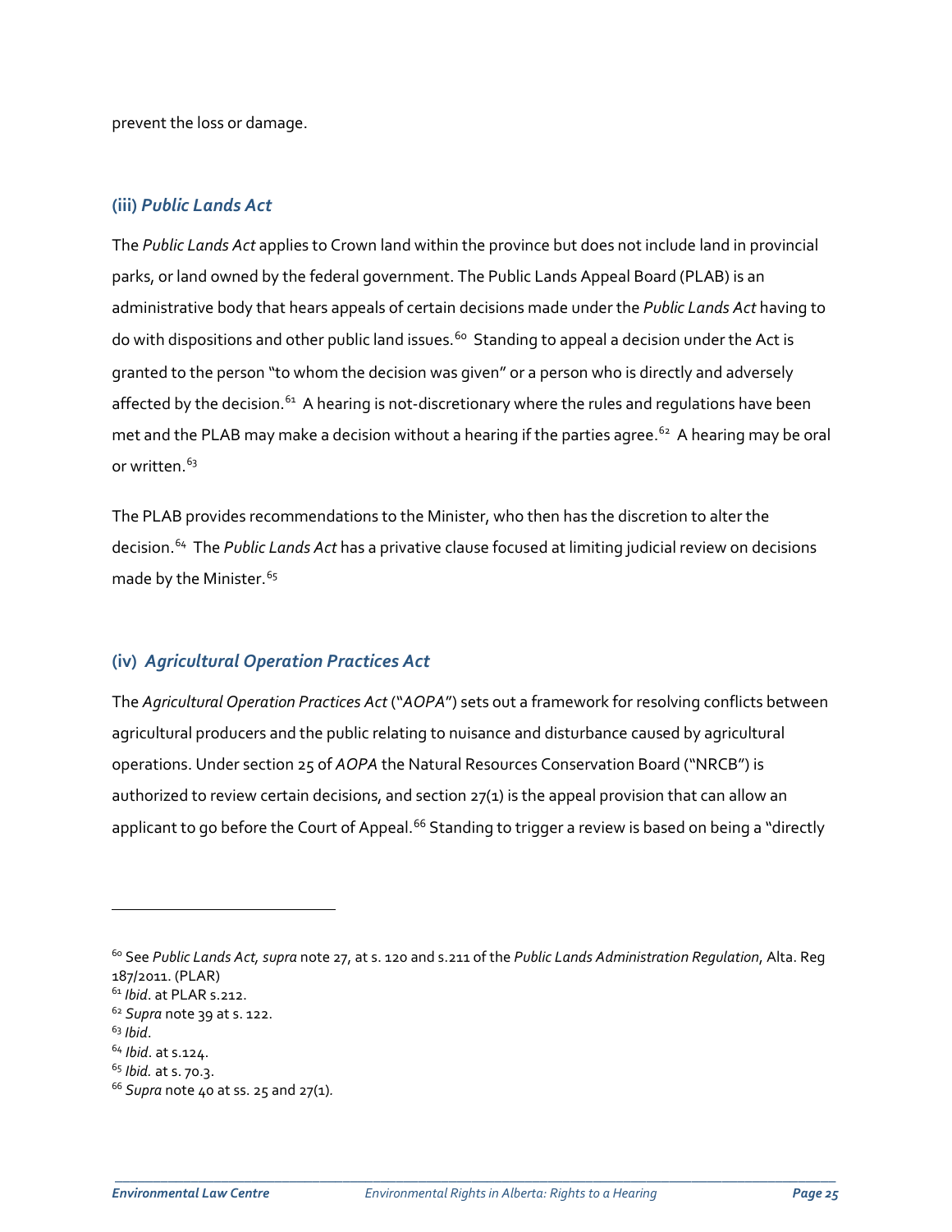prevent the loss or damage.

### (iii) *Public Lands Act*

The *Public Lands Act* applies to Crown land within the province but does not include land in provincial parks, or land owned by the federal government. The Public Lands Appeal Board (PLAB) is an administrative body that hears appeals of certain decisions made under the *Public Lands Act* having to do with dispositions and other public land issues.[60] Standing to appeal a decision under the Act is granted to the person "to whom the decision was given" or a person who is directly and adversely affected by the decision.[61] A hearing is not-discretionary where the rules and regulations have been met and the PLAB may make a decision without a hearing if the parties agree.[62] A hearing may be oral or written.[63]

The PLAB provides recommendations to the Minister, who then has the discretion to alter the decision.[64] The *Public Lands Act* has a privative clause focused at limiting judicial review on decisions made by the Minister.[65]

### (iv) *Agricultural Operation Practices Act*

The *Agricultural Operation Practices Act* ("*AOPA*") sets out a framework for resolving conflicts between agricultural producers and the public relating to nuisance and disturbance caused by agricultural operations. Under section 25 of *AOPA* the Natural Resources Conservation Board ("NRCB") is authorized to review certain decisions, and section 27(1) is the appeal provision that can allow an applicant to go before the Court of Appeal.[66] Standing to trigger a review is based on being a "directly

---

[60] See *Public Lands Act, supra* note 27, at s. 120 and s.211 of the *Public Lands Administration Regulation*, Alta. Reg 187/2011. (PLAR)

[61] *Ibid*. at PLAR s.212.

[62] *Supra* note 39 at s. 122.

[63] *Ibid*.

[64] *Ibid*. at s.124.

[65] *Ibid.* at s. 70.3.

[66] *Supra* note 40 at ss. 25 and 27(1).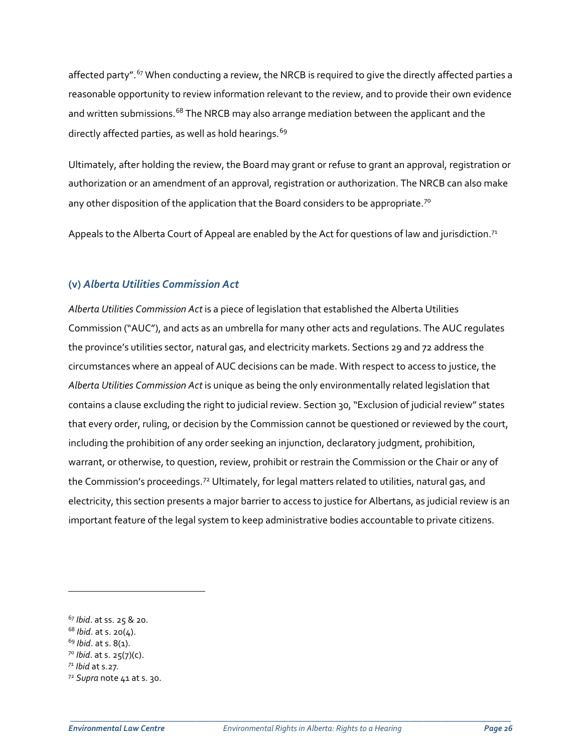affected party".[67] When conducting a review, the NRCB is required to give the directly affected parties a reasonable opportunity to review information relevant to the review, and to provide their own evidence and written submissions.[68] The NRCB may also arrange mediation between the applicant and the directly affected parties, as well as hold hearings.[69]

Ultimately, after holding the review, the Board may grant or refuse to grant an approval, registration or authorization or an amendment of an approval, registration or authorization. The NRCB can also make any other disposition of the application that the Board considers to be appropriate.[70]

Appeals to the Alberta Court of Appeal are enabled by the Act for questions of law and jurisdiction.[71]

### (v) *Alberta Utilities Commission Act*

*Alberta Utilities Commission Act* is a piece of legislation that established the Alberta Utilities Commission ("AUC"), and acts as an umbrella for many other acts and regulations. The AUC regulates the province's utilities sector, natural gas, and electricity markets. Sections 29 and 72 address the circumstances where an appeal of AUC decisions can be made. With respect to access to justice, the *Alberta Utilities Commission Act* is unique as being the only environmentally related legislation that contains a clause excluding the right to judicial review. Section 30, "Exclusion of judicial review" states that every order, ruling, or decision by the Commission cannot be questioned or reviewed by the court, including the prohibition of any order seeking an injunction, declaratory judgment, prohibition, warrant, or otherwise, to question, review, prohibit or restrain the Commission or the Chair or any of the Commission's proceedings.[72] Ultimately, for legal matters related to utilities, natural gas, and electricity, this section presents a major barrier to access to justice for Albertans, as judicial review is an important feature of the legal system to keep administrative bodies accountable to private citizens.

---

[67] *Ibid*. at ss. 25 & 20.
[68] *Ibid*. at s. 20(4).
[69] *Ibid*. at s. 8(1).
[70] *Ibid*. at s. 25(7)(c).
[71] *Ibid* at s.27.
[72] *Supra* note 41 at s. 30.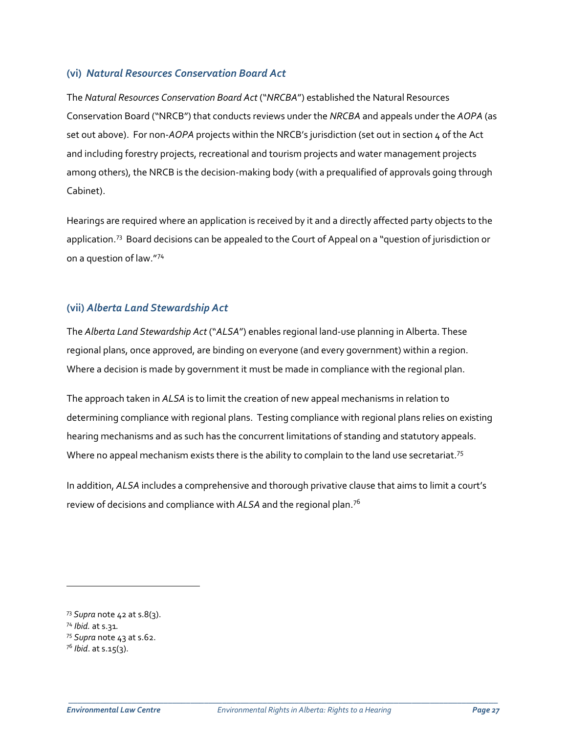### (vi) *Natural Resources Conservation Board Act*

The *Natural Resources Conservation Board Act* ("*NRCBA*") established the Natural Resources Conservation Board ("NRCB") that conducts reviews under the *NRCBA* and appeals under the *AOPA* (as set out above). For non-*AOPA* projects within the NRCB's jurisdiction (set out in section 4 of the Act and including forestry projects, recreational and tourism projects and water management projects among others), the NRCB is the decision-making body (with a prequalified of approvals going through Cabinet).

Hearings are required where an application is received by it and a directly affected party objects to the application.[73] Board decisions can be appealed to the Court of Appeal on a "question of jurisdiction or on a question of law."[74]

### (vii) *Alberta Land Stewardship Act*

The *Alberta Land Stewardship Act* ("*ALSA*") enables regional land-use planning in Alberta. These regional plans, once approved, are binding on everyone (and every government) within a region. Where a decision is made by government it must be made in compliance with the regional plan.

The approach taken in *ALSA* is to limit the creation of new appeal mechanisms in relation to determining compliance with regional plans. Testing compliance with regional plans relies on existing hearing mechanisms and as such has the concurrent limitations of standing and statutory appeals. Where no appeal mechanism exists there is the ability to complain to the land use secretariat.[75]

In addition, *ALSA* includes a comprehensive and thorough privative clause that aims to limit a court's review of decisions and compliance with *ALSA* and the regional plan.[76]

---

[73] *Supra* note 42 at s.8(3).
[74] *Ibid.* at s.31.
[75] *Supra* note 43 at s.62.
[76] *Ibid*. at s.15(3).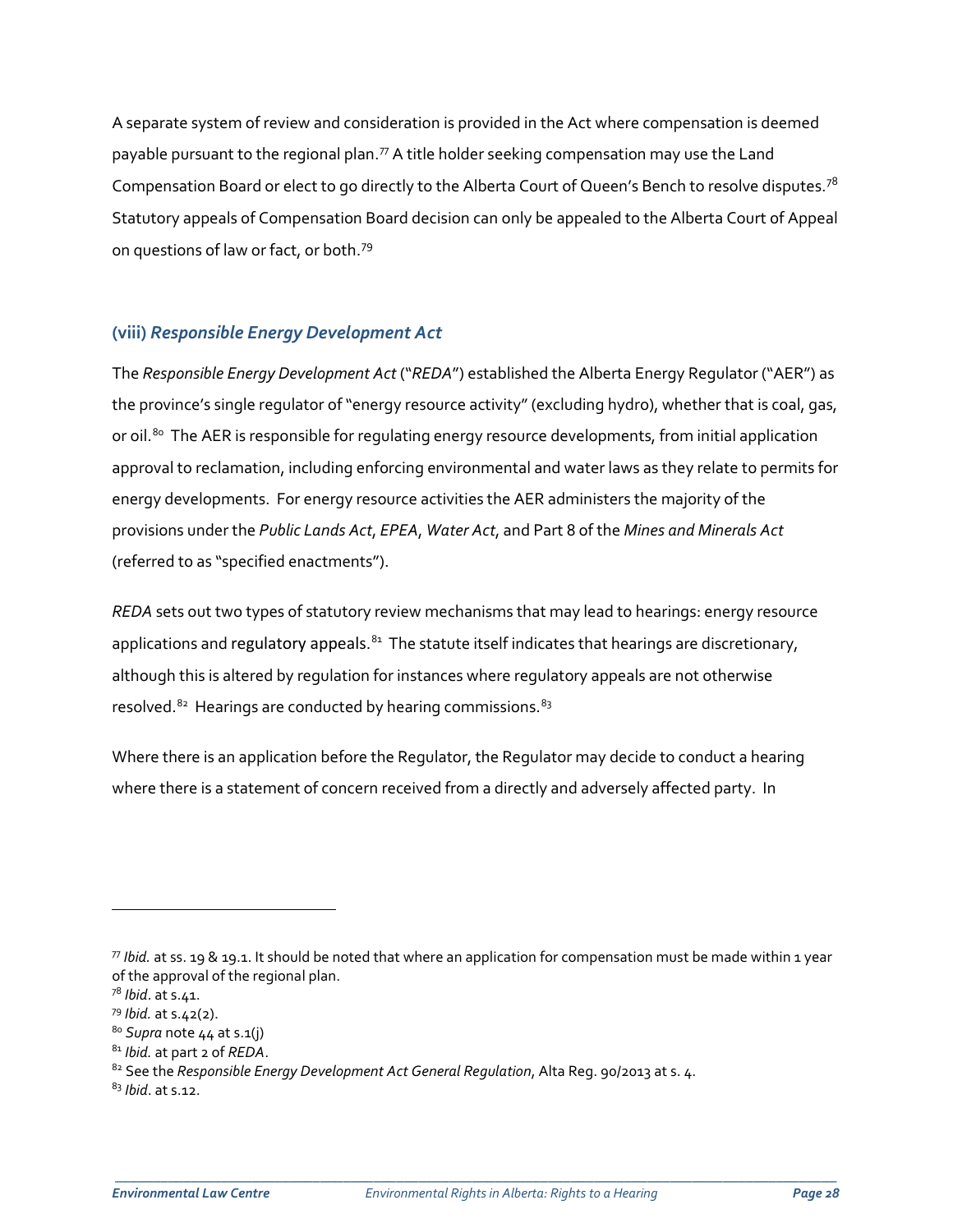A separate system of review and consideration is provided in the Act where compensation is deemed payable pursuant to the regional plan.[77] A title holder seeking compensation may use the Land Compensation Board or elect to go directly to the Alberta Court of Queen's Bench to resolve disputes.[78] Statutory appeals of Compensation Board decision can only be appealed to the Alberta Court of Appeal on questions of law or fact, or both.[79]

### (viii) *Responsible Energy Development Act*

The *Responsible Energy Development Act* ("*REDA*") established the Alberta Energy Regulator ("AER") as the province's single regulator of "energy resource activity" (excluding hydro), whether that is coal, gas, or oil.[80] The AER is responsible for regulating energy resource developments, from initial application approval to reclamation, including enforcing environmental and water laws as they relate to permits for energy developments. For energy resource activities the AER administers the majority of the provisions under the *Public Lands Act*, *EPEA*, *Water Act*, and Part 8 of the *Mines and Minerals Act* (referred to as "specified enactments").

*REDA* sets out two types of statutory review mechanisms that may lead to hearings: energy resource applications and regulatory appeals.[81] The statute itself indicates that hearings are discretionary, although this is altered by regulation for instances where regulatory appeals are not otherwise resolved.[82] Hearings are conducted by hearing commissions.[83]

Where there is an application before the Regulator, the Regulator may decide to conduct a hearing where there is a statement of concern received from a directly and adversely affected party. In

---

[77] *Ibid.* at ss. 19 & 19.1. It should be noted that where an application for compensation must be made within 1 year of the approval of the regional plan.

[78] *Ibid*. at s.41.

[79] *Ibid.* at s.42(2).

[80] *Supra* note 44 at s.1(j)

[81] *Ibid.* at part 2 of *REDA*.

[82] See the *Responsible Energy Development Act General Regulation*, Alta Reg. 90/2013 at s. 4.

[83] *Ibid*. at s.12.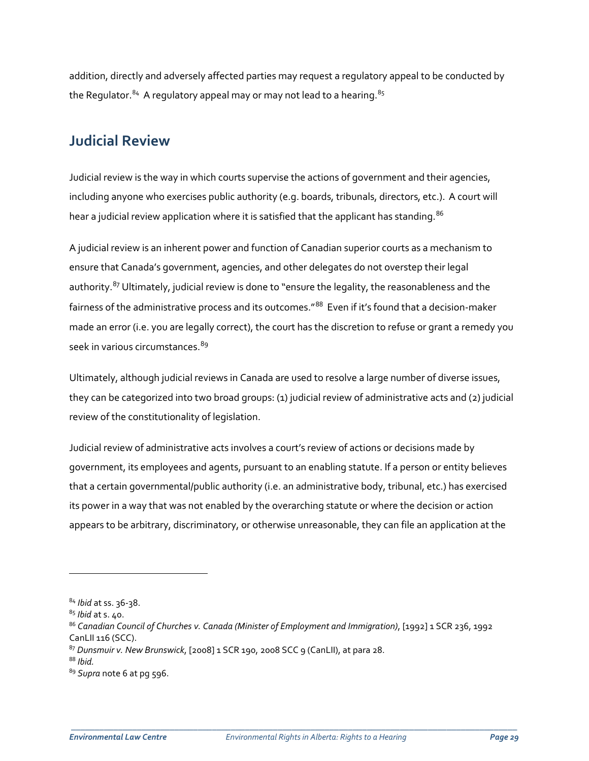addition, directly and adversely affected parties may request a regulatory appeal to be conducted by the Regulator.[84] A regulatory appeal may or may not lead to a hearing.[85]

## Judicial Review

Judicial review is the way in which courts supervise the actions of government and their agencies, including anyone who exercises public authority (e.g. boards, tribunals, directors, etc.). A court will hear a judicial review application where it is satisfied that the applicant has standing.[86]

A judicial review is an inherent power and function of Canadian superior courts as a mechanism to ensure that Canada's government, agencies, and other delegates do not overstep their legal authority.[87] Ultimately, judicial review is done to "ensure the legality, the reasonableness and the fairness of the administrative process and its outcomes."[88] Even if it's found that a decision-maker made an error (i.e. you are legally correct), the court has the discretion to refuse or grant a remedy you seek in various circumstances.[89]

Ultimately, although judicial reviews in Canada are used to resolve a large number of diverse issues, they can be categorized into two broad groups: (1) judicial review of administrative acts and (2) judicial review of the constitutionality of legislation.

Judicial review of administrative acts involves a court's review of actions or decisions made by government, its employees and agents, pursuant to an enabling statute. If a person or entity believes that a certain governmental/public authority (i.e. an administrative body, tribunal, etc.) has exercised its power in a way that was not enabled by the overarching statute or where the decision or action appears to be arbitrary, discriminatory, or otherwise unreasonable, they can file an application at the

---

[84] *Ibid* at ss. 36-38.

[85] *Ibid* at s. 40.

[86] *Canadian Council of Churches v. Canada (Minister of Employment and Immigration)*, [1992] 1 SCR 236, 1992 CanLII 116 (SCC).

[87] *Dunsmuir v. New Brunswick*, [2008] 1 SCR 190, 2008 SCC 9 (CanLII), at para 28.

[88] *Ibid.*

[89] *Supra* note 6 at pg 596.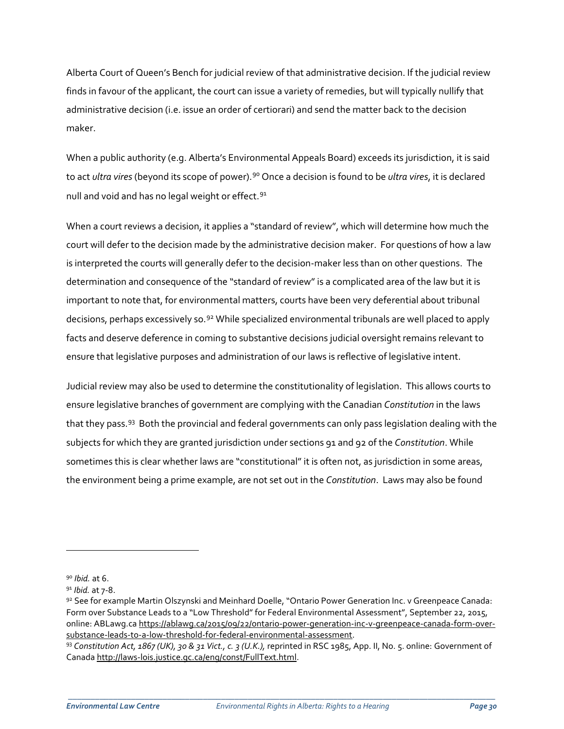Alberta Court of Queen's Bench for judicial review of that administrative decision. If the judicial review finds in favour of the applicant, the court can issue a variety of remedies, but will typically nullify that administrative decision (i.e. issue an order of certiorari) and send the matter back to the decision maker.

When a public authority (e.g. Alberta's Environmental Appeals Board) exceeds its jurisdiction, it is said to act *ultra vires* (beyond its scope of power).[90] Once a decision is found to be *ultra vires*, it is declared null and void and has no legal weight or effect.[91]

When a court reviews a decision, it applies a "standard of review", which will determine how much the court will defer to the decision made by the administrative decision maker. For questions of how a law is interpreted the courts will generally defer to the decision-maker less than on other questions. The determination and consequence of the "standard of review" is a complicated area of the law but it is important to note that, for environmental matters, courts have been very deferential about tribunal decisions, perhaps excessively so.[92] While specialized environmental tribunals are well placed to apply facts and deserve deference in coming to substantive decisions judicial oversight remains relevant to ensure that legislative purposes and administration of our laws is reflective of legislative intent.

Judicial review may also be used to determine the constitutionality of legislation. This allows courts to ensure legislative branches of government are complying with the Canadian *Constitution* in the laws that they pass.[93] Both the provincial and federal governments can only pass legislation dealing with the subjects for which they are granted jurisdiction under sections 91 and 92 of the *Constitution*. While sometimes this is clear whether laws are "constitutional" it is often not, as jurisdiction in some areas, the environment being a prime example, are not set out in the *Constitution*. Laws may also be found

---

[90] *Ibid.* at 6.

[91] *Ibid.* at 7-8.

[92] See for example Martin Olszynski and Meinhard Doelle, "Ontario Power Generation Inc. v Greenpeace Canada: Form over Substance Leads to a "Low Threshold" for Federal Environmental Assessment", September 22, 2015, online: ABLawg.ca https://ablawg.ca/2015/09/22/ontario-power-generation-inc-v-greenpeace-canada-form-over-substance-leads-to-a-low-threshold-for-federal-environmental-assessment.

[93] *Constitution Act, 1867 (UK), 30 & 31 Vict., c. 3 (U.K.),* reprinted in RSC 1985, App. II, No. 5. online: Government of Canada http://laws-lois.justice.gc.ca/eng/const/FullText.html.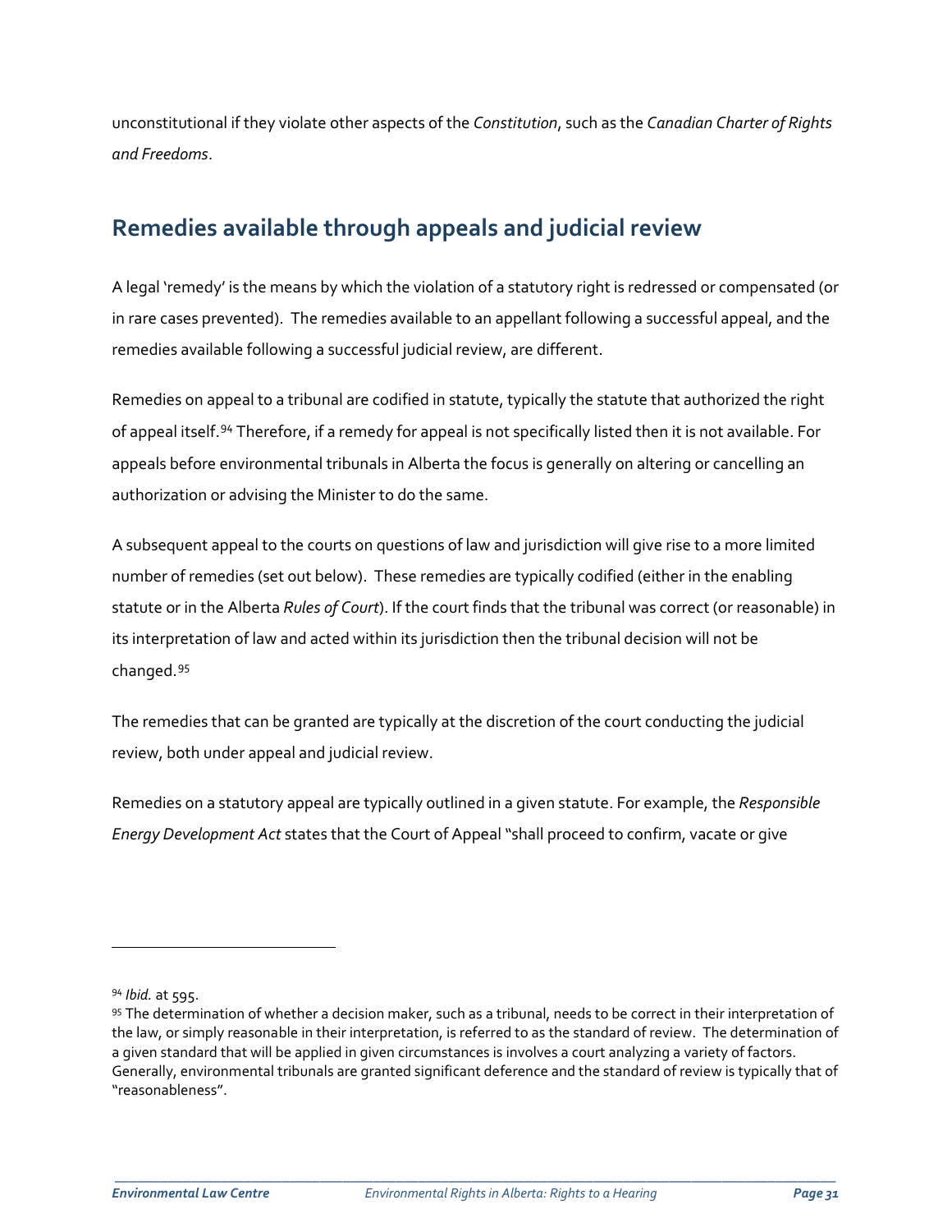unconstitutional if they violate other aspects of the *Constitution*, such as the *Canadian Charter of Rights and Freedoms*.

## Remedies available through appeals and judicial review

A legal 'remedy' is the means by which the violation of a statutory right is redressed or compensated (or in rare cases prevented). The remedies available to an appellant following a successful appeal, and the remedies available following a successful judicial review, are different.

Remedies on appeal to a tribunal are codified in statute, typically the statute that authorized the right of appeal itself.[94] Therefore, if a remedy for appeal is not specifically listed then it is not available. For appeals before environmental tribunals in Alberta the focus is generally on altering or cancelling an authorization or advising the Minister to do the same.

A subsequent appeal to the courts on questions of law and jurisdiction will give rise to a more limited number of remedies (set out below). These remedies are typically codified (either in the enabling statute or in the Alberta *Rules of Court*). If the court finds that the tribunal was correct (or reasonable) in its interpretation of law and acted within its jurisdiction then the tribunal decision will not be changed.[95]

The remedies that can be granted are typically at the discretion of the court conducting the judicial review, both under appeal and judicial review.

Remedies on a statutory appeal are typically outlined in a given statute. For example, the *Responsible Energy Development Act* states that the Court of Appeal "shall proceed to confirm, vacate or give

---

[94] *Ibid.* at 595.

[95] The determination of whether a decision maker, such as a tribunal, needs to be correct in their interpretation of the law, or simply reasonable in their interpretation, is referred to as the standard of review. The determination of a given standard that will be applied in given circumstances is involves a court analyzing a variety of factors. Generally, environmental tribunals are granted significant deference and the standard of review is typically that of "reasonableness".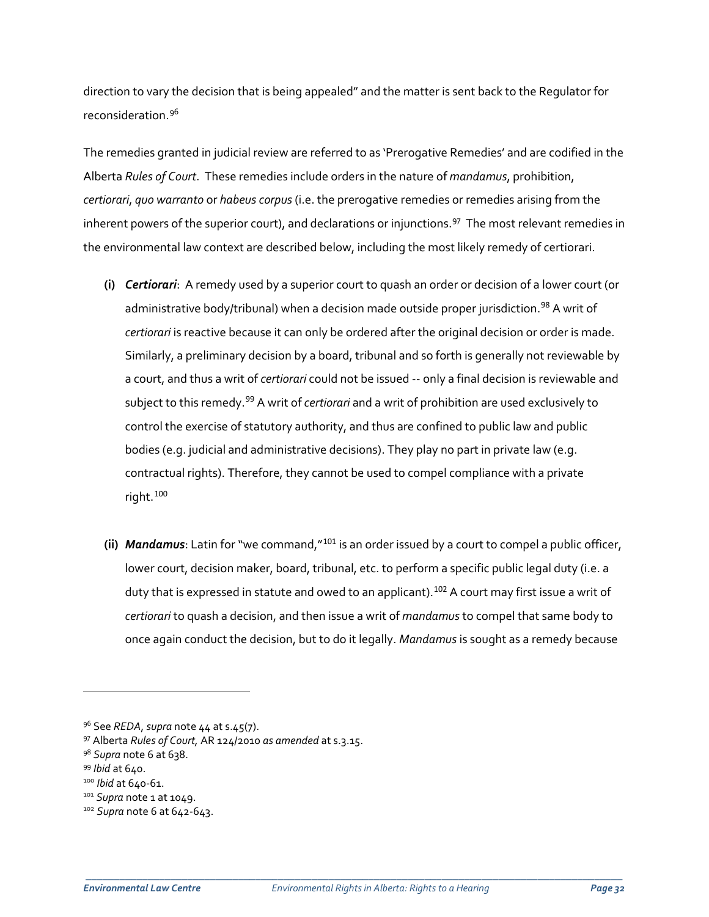direction to vary the decision that is being appealed" and the matter is sent back to the Regulator for reconsideration.[96]

The remedies granted in judicial review are referred to as 'Prerogative Remedies' and are codified in the Alberta *Rules of Court*. These remedies include orders in the nature of *mandamus*, prohibition, *certiorari*, *quo warranto* or *habeus corpus* (i.e. the prerogative remedies or remedies arising from the inherent powers of the superior court), and declarations or injunctions.[97] The most relevant remedies in the environmental law context are described below, including the most likely remedy of certiorari.

**(i)** ***Certiorari***: A remedy used by a superior court to quash an order or decision of a lower court (or administrative body/tribunal) when a decision made outside proper jurisdiction.[98] A writ of *certiorari* is reactive because it can only be ordered after the original decision or order is made. Similarly, a preliminary decision by a board, tribunal and so forth is generally not reviewable by a court, and thus a writ of *certiorari* could not be issued -- only a final decision is reviewable and subject to this remedy.[99] A writ of *certiorari* and a writ of prohibition are used exclusively to control the exercise of statutory authority, and thus are confined to public law and public bodies (e.g. judicial and administrative decisions). They play no part in private law (e.g. contractual rights). Therefore, they cannot be used to compel compliance with a private right.[100]

**(ii)** ***Mandamus***: Latin for "we command,"[101] is an order issued by a court to compel a public officer, lower court, decision maker, board, tribunal, etc. to perform a specific public legal duty (i.e. a duty that is expressed in statute and owed to an applicant).[102] A court may first issue a writ of *certiorari* to quash a decision, and then issue a writ of *mandamus* to compel that same body to once again conduct the decision, but to do it legally. *Mandamus* is sought as a remedy because

---

[96] See *REDA*, *supra* note 44 at s.45(7).

[97] Alberta *Rules of Court,* AR 124/2010 *as amended* at s.3.15.

[98] *Supra* note 6 at 638.

[99] *Ibid* at 640.

[100] *Ibid* at 640-61.

[101] *Supra* note 1 at 1049.

[102] *Supra* note 6 at 642-643.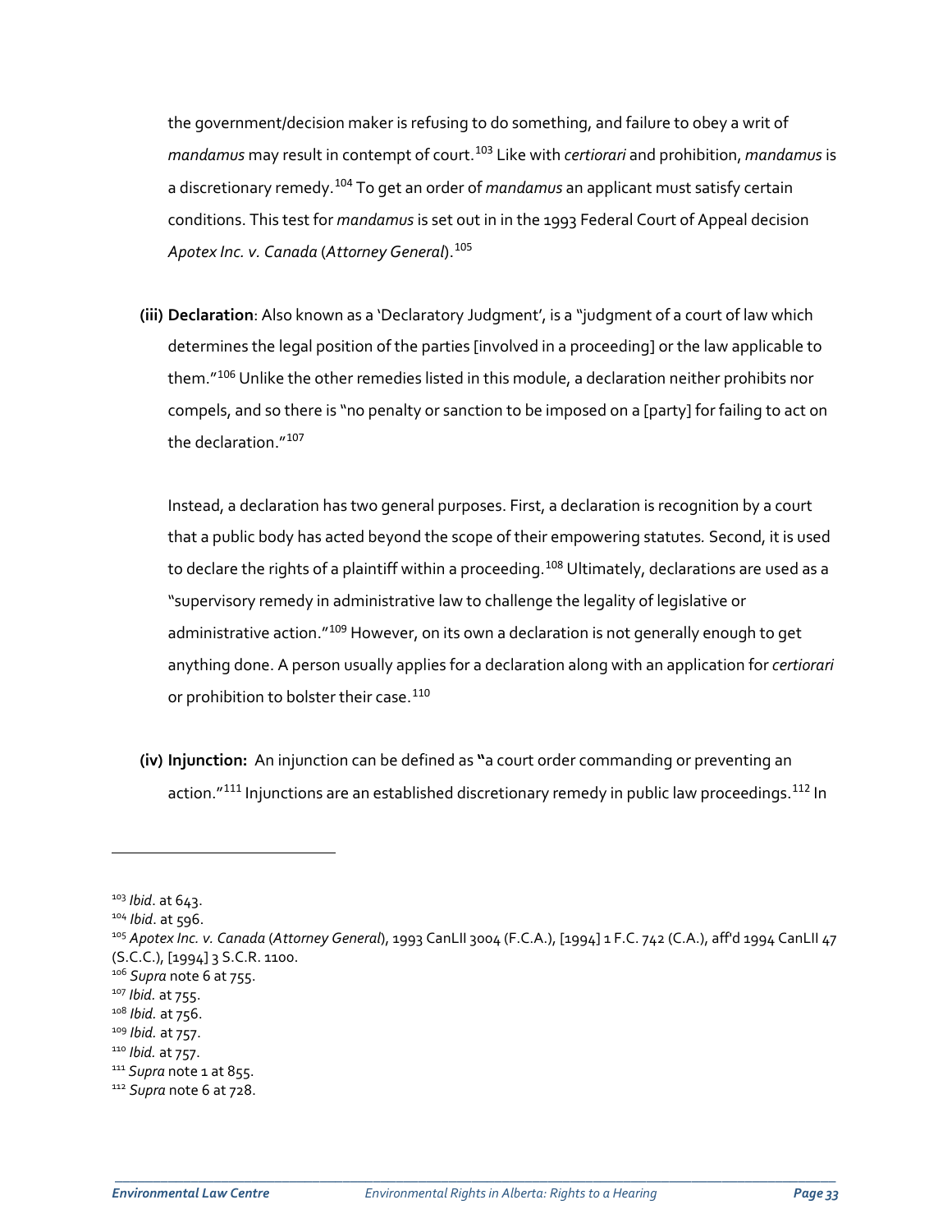the government/decision maker is refusing to do something, and failure to obey a writ of *mandamus* may result in contempt of court.[103] Like with *certiorari* and prohibition, *mandamus* is a discretionary remedy.[104] To get an order of *mandamus* an applicant must satisfy certain conditions. This test for *mandamus* is set out in in the 1993 Federal Court of Appeal decision *Apotex Inc. v. Canada* (*Attorney General*).[105]

**(iii) Declaration**: Also known as a 'Declaratory Judgment', is a "judgment of a court of law which determines the legal position of the parties [involved in a proceeding] or the law applicable to them."[106] Unlike the other remedies listed in this module, a declaration neither prohibits nor compels, and so there is "no penalty or sanction to be imposed on a [party] for failing to act on the declaration."[107]

Instead, a declaration has two general purposes. First, a declaration is recognition by a court that a public body has acted beyond the scope of their empowering statutes. Second, it is used to declare the rights of a plaintiff within a proceeding.[108] Ultimately, declarations are used as a "supervisory remedy in administrative law to challenge the legality of legislative or administrative action."[109] However, on its own a declaration is not generally enough to get anything done. A person usually applies for a declaration along with an application for *certiorari* or prohibition to bolster their case.[110]

**(iv) Injunction:** An injunction can be defined as **"**a court order commanding or preventing an action."[111] Injunctions are an established discretionary remedy in public law proceedings.[112] In

---

[103] *Ibid*. at 643.
[104] *Ibid*. at 596.
[105] *Apotex Inc. v. Canada* (*Attorney General*), 1993 CanLII 3004 (F.C.A.), [1994] 1 F.C. 742 (C.A.), aff'd 1994 CanLII 47 (S.C.C.), [1994] 3 S.C.R. 1100.
[106] *Supra* note 6 at 755.
[107] *Ibid.* at 755.
[108] *Ibid.* at 756.
[109] *Ibid.* at 757.
[110] *Ibid.* at 757.
[111] *Supra* note 1 at 855.
[112] *Supra* note 6 at 728.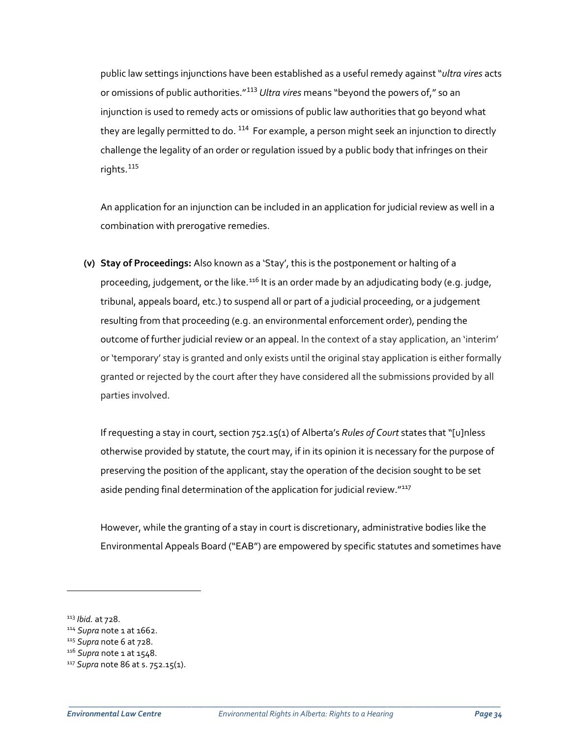public law settings injunctions have been established as a useful remedy against "*ultra vires* acts or omissions of public authorities."[113] *Ultra vires* means "beyond the powers of," so an injunction is used to remedy acts or omissions of public law authorities that go beyond what they are legally permitted to do. [114] For example, a person might seek an injunction to directly challenge the legality of an order or regulation issued by a public body that infringes on their rights.[115]

An application for an injunction can be included in an application for judicial review as well in a combination with prerogative remedies.

**(v) Stay of Proceedings:** Also known as a 'Stay', this is the postponement or halting of a proceeding, judgement, or the like.[116] It is an order made by an adjudicating body (e.g. judge, tribunal, appeals board, etc.) to suspend all or part of a judicial proceeding, or a judgement resulting from that proceeding (e.g. an environmental enforcement order), pending the outcome of further judicial review or an appeal. In the context of a stay application, an 'interim' or 'temporary' stay is granted and only exists until the original stay application is either formally granted or rejected by the court after they have considered all the submissions provided by all parties involved.

If requesting a stay in court, section 752.15(1) of Alberta's *Rules of Court* states that "[u]nless otherwise provided by statute, the court may, if in its opinion it is necessary for the purpose of preserving the position of the applicant, stay the operation of the decision sought to be set aside pending final determination of the application for judicial review."[117]

However, while the granting of a stay in court is discretionary, administrative bodies like the Environmental Appeals Board ("EAB") are empowered by specific statutes and sometimes have

---

[113] *Ibid.* at 728.
[114] *Supra* note 1 at 1662.
[115] *Supra* note 6 at 728.
[116] *Supra* note 1 at 1548.
[117] *Supra* note 86 at s. 752.15(1).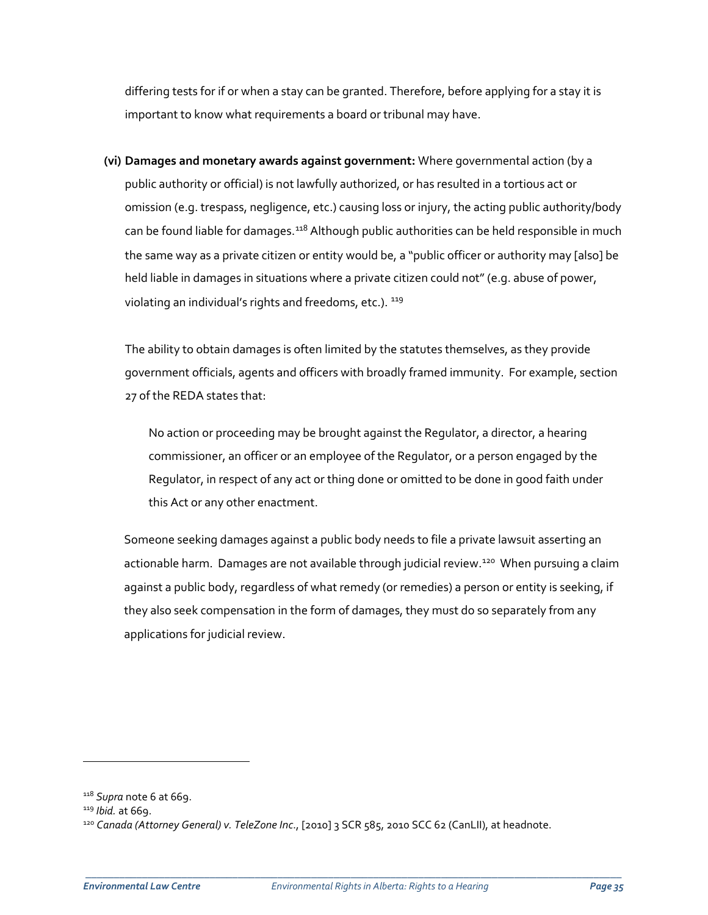differing tests for if or when a stay can be granted. Therefore, before applying for a stay it is important to know what requirements a board or tribunal may have.

**(vi) Damages and monetary awards against government:** Where governmental action (by a public authority or official) is not lawfully authorized, or has resulted in a tortious act or omission (e.g. trespass, negligence, etc.) causing loss or injury, the acting public authority/body can be found liable for damages.[118] Although public authorities can be held responsible in much the same way as a private citizen or entity would be, a "public officer or authority may [also] be held liable in damages in situations where a private citizen could not" (e.g. abuse of power, violating an individual's rights and freedoms, etc.). [119]

The ability to obtain damages is often limited by the statutes themselves, as they provide government officials, agents and officers with broadly framed immunity. For example, section 27 of the REDA states that:

> No action or proceeding may be brought against the Regulator, a director, a hearing commissioner, an officer or an employee of the Regulator, or a person engaged by the Regulator, in respect of any act or thing done or omitted to be done in good faith under this Act or any other enactment.

Someone seeking damages against a public body needs to file a private lawsuit asserting an actionable harm. Damages are not available through judicial review.[120] When pursuing a claim against a public body, regardless of what remedy (or remedies) a person or entity is seeking, if they also seek compensation in the form of damages, they must do so separately from any applications for judicial review.

---

[118] *Supra* note 6 at 669.

[119] *Ibid.* at 669.

[120] *Canada (Attorney General) v. TeleZone Inc.*, [2010] 3 SCR 585, 2010 SCC 62 (CanLII), at headnote.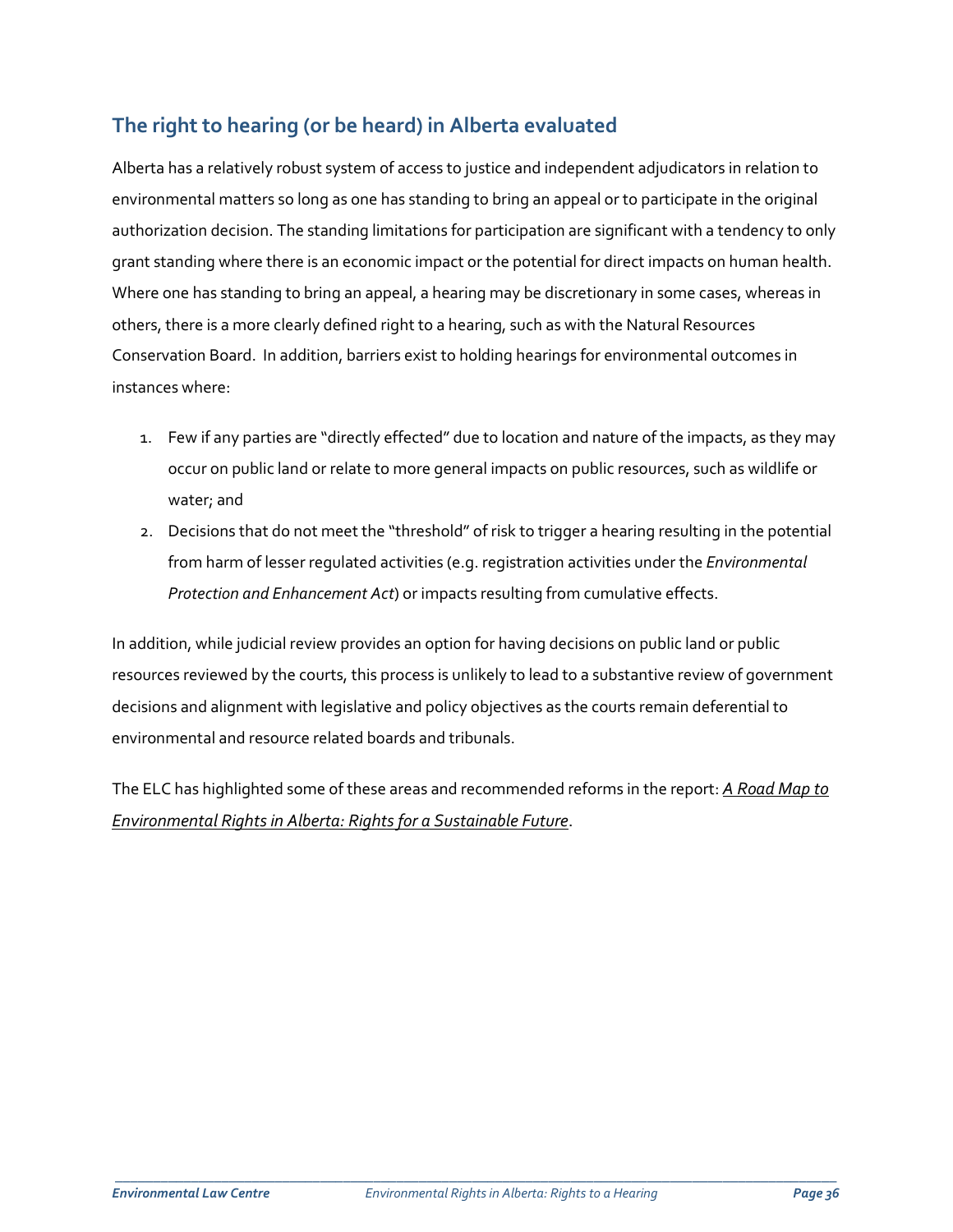## The right to hearing (or be heard) in Alberta evaluated

Alberta has a relatively robust system of access to justice and independent adjudicators in relation to environmental matters so long as one has standing to bring an appeal or to participate in the original authorization decision. The standing limitations for participation are significant with a tendency to only grant standing where there is an economic impact or the potential for direct impacts on human health. Where one has standing to bring an appeal, a hearing may be discretionary in some cases, whereas in others, there is a more clearly defined right to a hearing, such as with the Natural Resources Conservation Board. In addition, barriers exist to holding hearings for environmental outcomes in instances where:

1. Few if any parties are "directly effected" due to location and nature of the impacts, as they may occur on public land or relate to more general impacts on public resources, such as wildlife or water; and
2. Decisions that do not meet the "threshold" of risk to trigger a hearing resulting in the potential from harm of lesser regulated activities (e.g. registration activities under the *Environmental Protection and Enhancement Act*) or impacts resulting from cumulative effects.

In addition, while judicial review provides an option for having decisions on public land or public resources reviewed by the courts, this process is unlikely to lead to a substantive review of government decisions and alignment with legislative and policy objectives as the courts remain deferential to environmental and resource related boards and tribunals.

The ELC has highlighted some of these areas and recommended reforms in the report: *A Road Map to Environmental Rights in Alberta: Rights for a Sustainable Future*.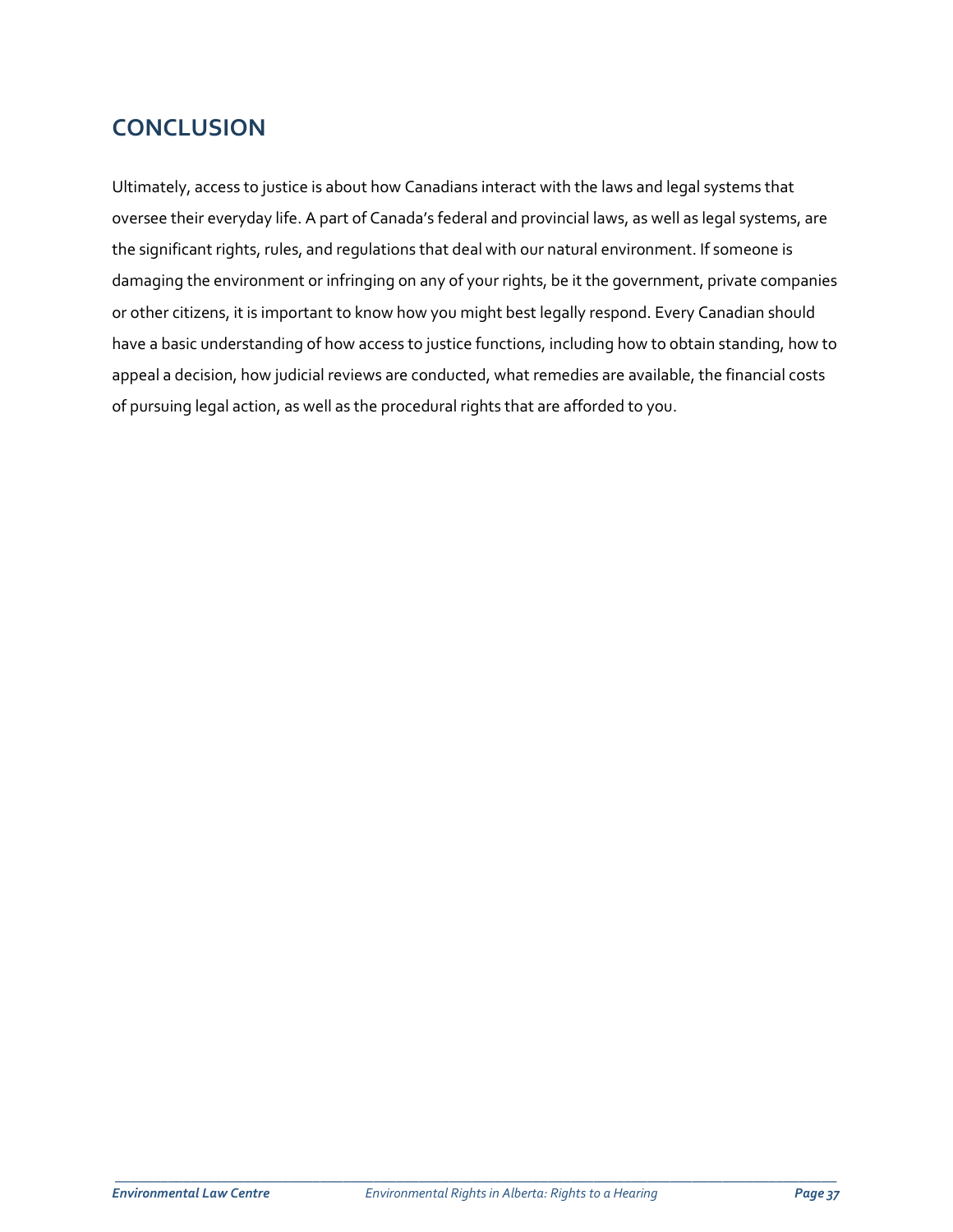# CONCLUSION

Ultimately, access to justice is about how Canadians interact with the laws and legal systems that oversee their everyday life. A part of Canada's federal and provincial laws, as well as legal systems, are the significant rights, rules, and regulations that deal with our natural environment. If someone is damaging the environment or infringing on any of your rights, be it the government, private companies or other citizens, it is important to know how you might best legally respond. Every Canadian should have a basic understanding of how access to justice functions, including how to obtain standing, how to appeal a decision, how judicial reviews are conducted, what remedies are available, the financial costs of pursuing legal action, as well as the procedural rights that are afforded to you.